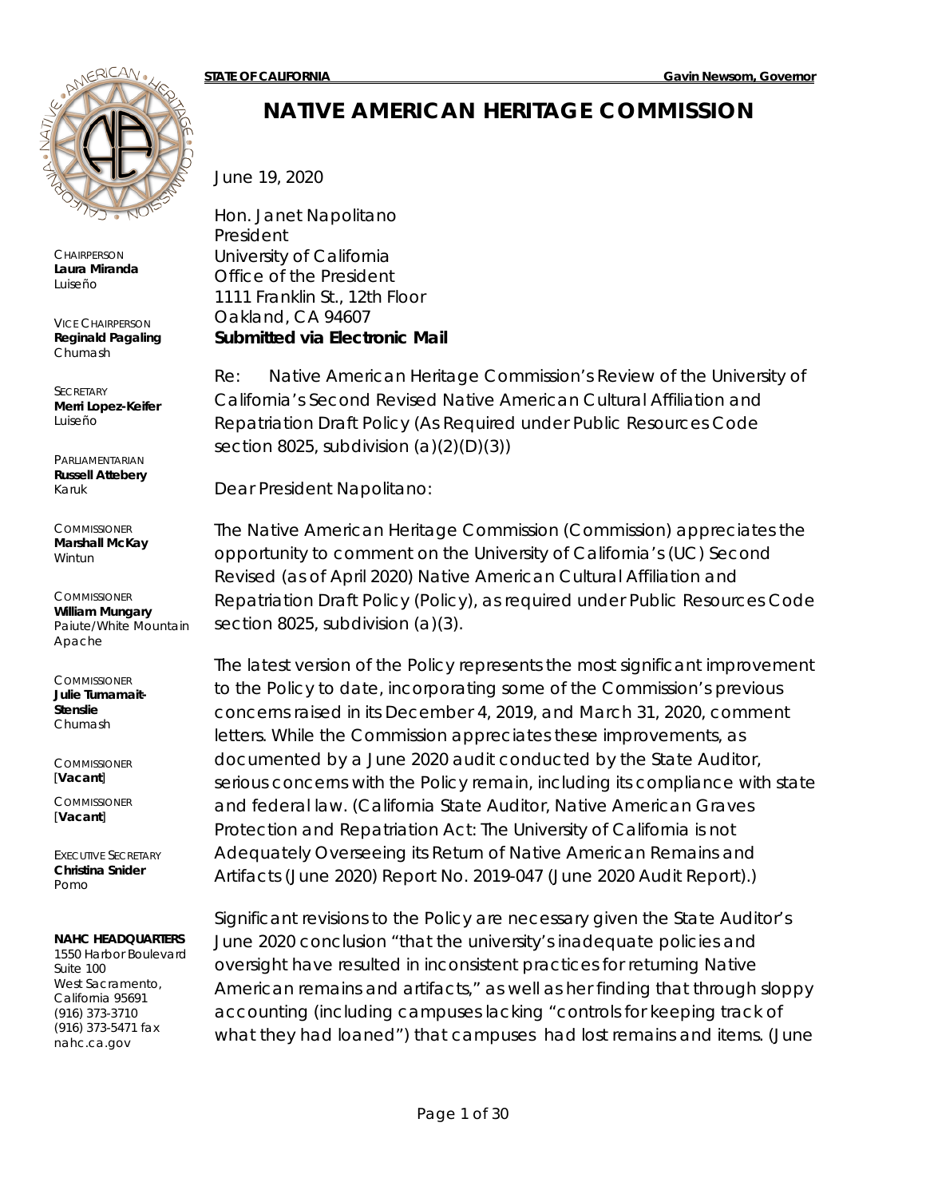**STATE OF CALIFORNIA** **Gavin Newsom, Governor**

# NATIVE AMERICAN HERITAGE COMMISSION

CHAIRPERSON
**Laura Miranda**
Luiseño

VICE CHAIRPERSON
**Reginald Pagaling**
Chumash

SECRETARY
**Merri Lopez-Keifer**
Luiseño

PARLIAMENTARIAN
**Russell Attebery**
Karuk

COMMISSIONER
**Marshall McKay**
Wintun

COMMISSIONER
**William Mungary**
Paiute/White Mountain Apache

COMMISSIONER
**Julie Tumamait-Stenslie**
Chumash

COMMISSIONER
[**Vacant**]

COMMISSIONER
[**Vacant**]

EXECUTIVE SECRETARY
**Christina Snider**
Pomo

**NAHC HEADQUARTERS**
1550 Harbor Boulevard
Suite 100
West Sacramento,
California 95691
(916) 373-3710
(916) 373-5471 fax
nahc.ca.gov

June 19, 2020

Hon. Janet Napolitano
President
University of California
Office of the President
1111 Franklin St., 12th Floor
Oakland, CA 94607
**Submitted via Electronic Mail**

Re: Native American Heritage Commission's Review of the University of California's Second Revised Native American Cultural Affiliation and Repatriation Draft Policy (As Required under Public Resources Code section 8025, subdivision (a)(2)(D)(3))

Dear President Napolitano:

The Native American Heritage Commission (Commission) appreciates the opportunity to comment on the University of California's (UC) Second Revised (as of April 2020) Native American Cultural Affiliation and Repatriation Draft Policy (Policy), as required under Public Resources Code section 8025, subdivision (a)(3).

The latest version of the Policy represents the most significant improvement to the Policy to date, incorporating some of the Commission's previous concerns raised in its December 4, 2019, and March 31, 2020, comment letters. While the Commission appreciates these improvements, as documented by a June 2020 audit conducted by the State Auditor, serious concerns with the Policy remain, including its compliance with state and federal law. (California State Auditor, Native American Graves Protection and Repatriation Act: The University of California is not Adequately Overseeing its Return of Native American Remains and Artifacts (June 2020) Report No. 2019-047 (June 2020 Audit Report).)

Significant revisions to the Policy are necessary given the State Auditor's June 2020 conclusion "that the university's inadequate policies and oversight have resulted in inconsistent practices for returning Native American remains and artifacts," as well as her finding that through sloppy accounting (including campuses lacking "controls for keeping track of what they had loaned") that campuses had lost remains and items. (June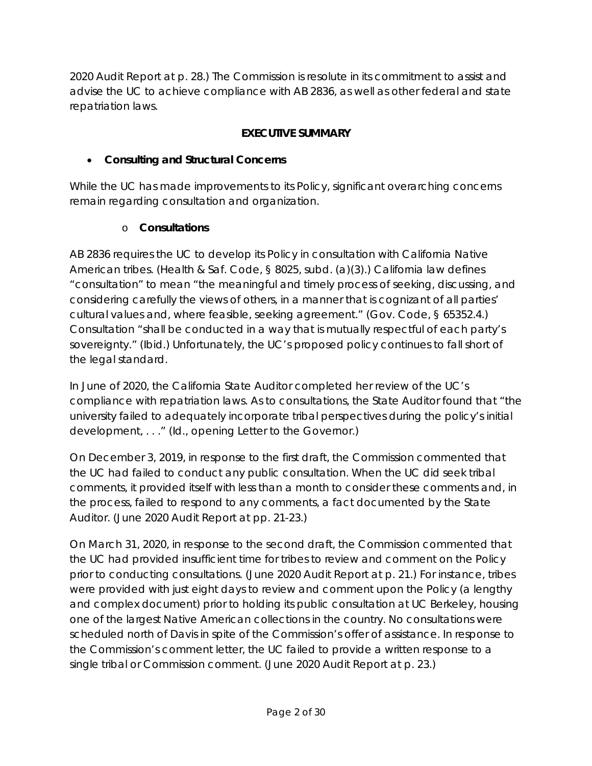2020 Audit Report at p. 28.) The Commission is resolute in its commitment to assist and advise the UC to achieve compliance with AB 2836, as well as other federal and state repatriation laws.

## EXECUTIVE SUMMARY

- **Consulting and Structural Concerns**

While the UC has made improvements to its Policy, significant overarching concerns remain regarding consultation and organization.

  - **Consultations**

AB 2836 requires the UC to develop its Policy in consultation with California Native American tribes. (Health & Saf. Code, § 8025, subd. (a)(3).) California law defines "consultation" to mean "the meaningful and timely process of seeking, discussing, and considering carefully the views of others, in a manner that is cognizant of all parties' cultural values and, where feasible, seeking agreement." (Gov. Code, § 65352.4.) Consultation "shall be conducted in a way that is mutually respectful of each party's sovereignty." (Ibid.) Unfortunately, the UC's proposed policy continues to fall short of the legal standard.

In June of 2020, the California State Auditor completed her review of the UC's compliance with repatriation laws. As to consultations, the State Auditor found that "the university failed to adequately incorporate tribal perspectives during the policy's initial development, . . ." (Id., opening Letter to the Governor.)

On December 3, 2019, in response to the first draft, the Commission commented that the UC had failed to conduct any public consultation. When the UC did seek tribal comments, it provided itself with less than a month to consider these comments and, in the process, failed to respond to any comments, a fact documented by the State Auditor. (June 2020 Audit Report at pp. 21-23.)

On March 31, 2020, in response to the second draft, the Commission commented that the UC had provided insufficient time for tribes to review and comment on the Policy prior to conducting consultations. (June 2020 Audit Report at p. 21.) For instance, tribes were provided with just eight days to review and comment upon the Policy (a lengthy and complex document) prior to holding its public consultation at UC Berkeley, housing one of the largest Native American collections in the country. No consultations were scheduled north of Davis in spite of the Commission's offer of assistance. In response to the Commission's comment letter, the UC failed to provide a written response to a single tribal or Commission comment. (June 2020 Audit Report at p. 23.)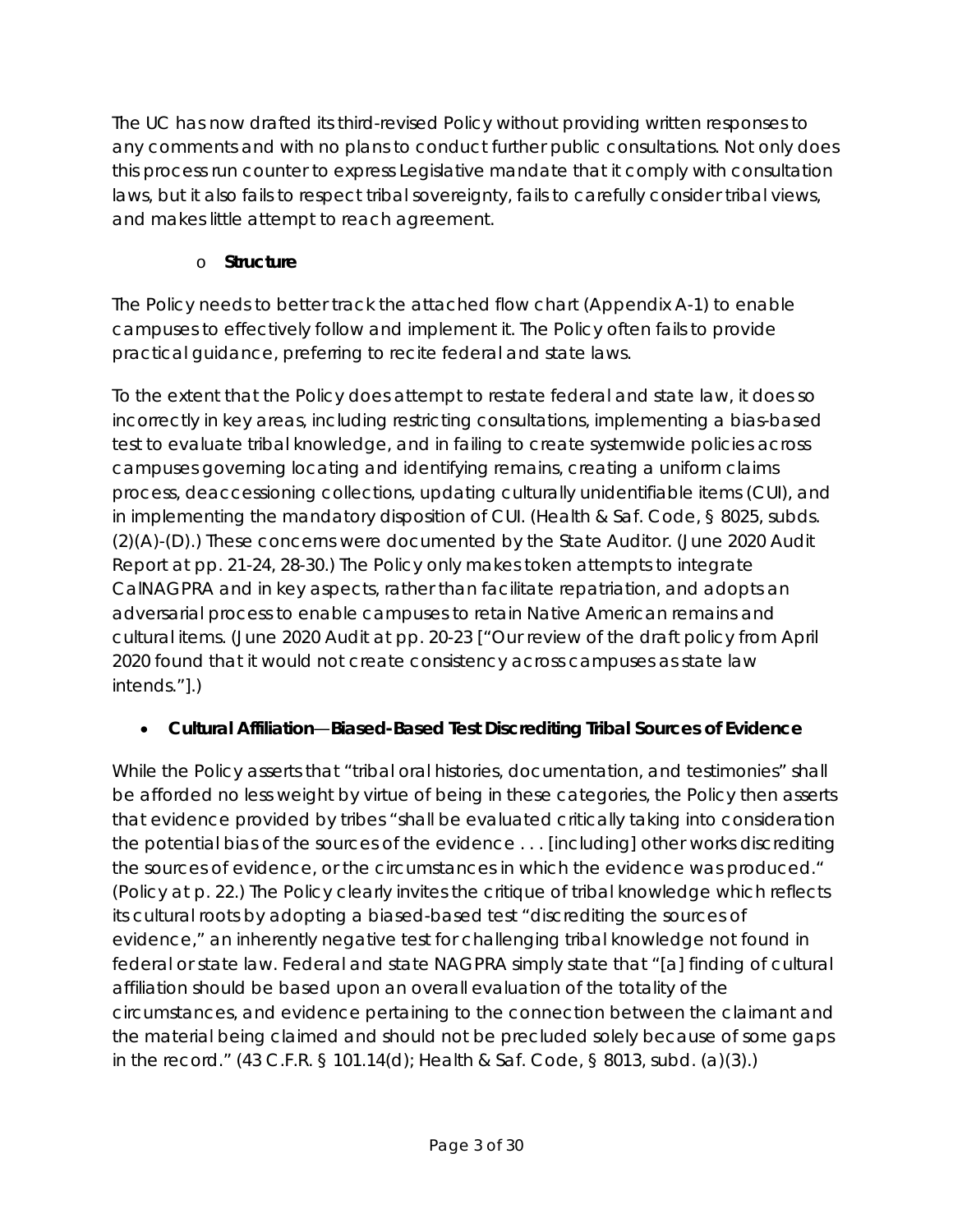The UC has now drafted its third-revised Policy without providing written responses to any comments and with no plans to conduct further public consultations. Not only does this process run counter to express Legislative mandate that it comply with consultation laws, but it also fails to respect tribal sovereignty, fails to carefully consider tribal views, and makes little attempt to reach agreement.

- **Structure**

The Policy needs to better track the attached flow chart (Appendix A-1) to enable campuses to effectively follow and implement it. The Policy often fails to provide practical guidance, preferring to recite federal and state laws.

To the extent that the Policy does attempt to restate federal and state law, it does so incorrectly in key areas, including restricting consultations, implementing a bias-based test to evaluate tribal knowledge, and in failing to create systemwide policies across campuses governing locating and identifying remains, creating a uniform claims process, deaccessioning collections, updating culturally unidentifiable items (CUI), and in implementing the mandatory disposition of CUI. (Health & Saf. Code, § 8025, subds. (2)(A)-(D).) These concerns were documented by the State Auditor. (June 2020 Audit Report at pp. 21-24, 28-30.) The Policy only makes token attempts to integrate CalNAGPRA and in key aspects, rather than facilitate repatriation, and adopts an adversarial process to enable campuses to retain Native American remains and cultural items. (June 2020 Audit at pp. 20-23 ["Our review of the draft policy from April 2020 found that it would not create consistency across campuses as state law intends."].)

- **Cultural Affiliation—Biased-Based Test Discrediting Tribal Sources of Evidence**

While the Policy asserts that "tribal oral histories, documentation, and testimonies" shall be afforded no less weight by virtue of being in these categories, the Policy then asserts that evidence provided by tribes "shall be evaluated critically taking into consideration the potential bias of the sources of the evidence . . . [including] other works discrediting the sources of evidence, or the circumstances in which the evidence was produced." (Policy at p. 22.) The Policy clearly invites the critique of tribal knowledge which reflects its cultural roots by adopting a biased-based test "discrediting the sources of evidence," an inherently negative test for challenging tribal knowledge not found in federal or state law. Federal and state NAGPRA simply state that "[a] finding of cultural affiliation should be based upon an overall evaluation of the totality of the circumstances, and evidence pertaining to the connection between the claimant and the material being claimed and should not be precluded solely because of some gaps in the record." (43 C.F.R. § 101.14(d); Health & Saf. Code, § 8013, subd. (a)(3).)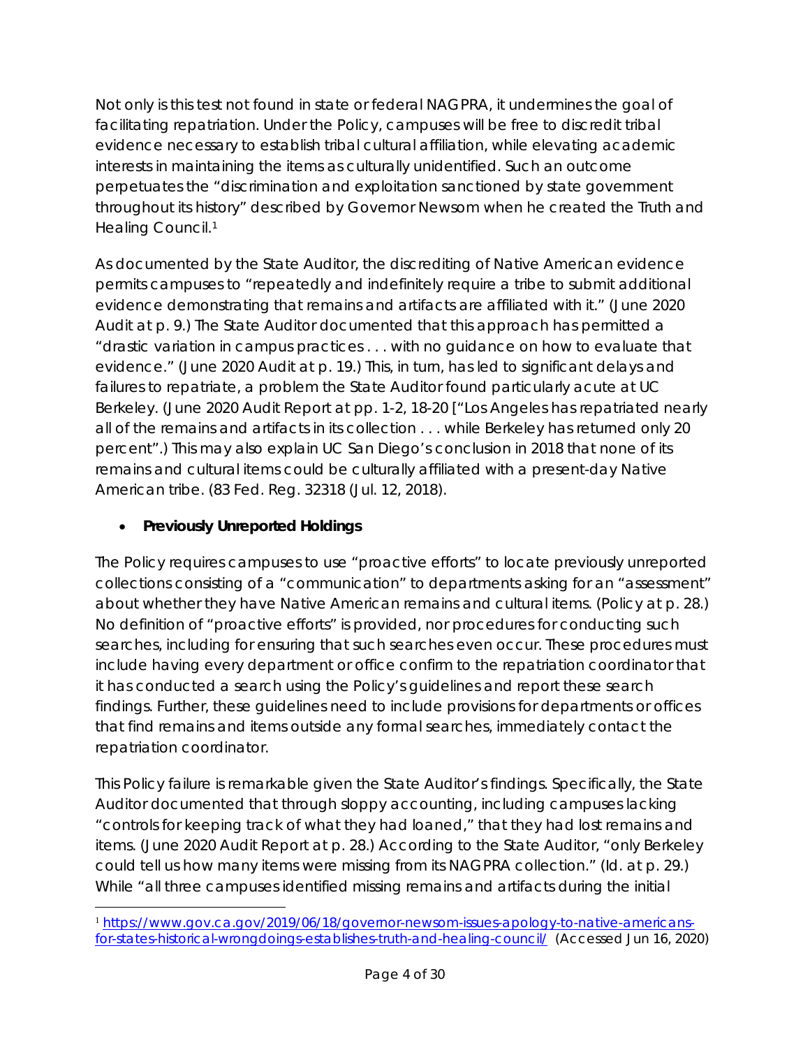Not only is this test not found in state or federal NAGPRA, it undermines the goal of facilitating repatriation. Under the Policy, campuses will be free to discredit tribal evidence necessary to establish tribal cultural affiliation, while elevating academic interests in maintaining the items as culturally unidentified. Such an outcome perpetuates the "discrimination and exploitation sanctioned by state government throughout its history" described by Governor Newsom when he created the Truth and Healing Council.[1]

As documented by the State Auditor, the discrediting of Native American evidence permits campuses to "repeatedly and indefinitely require a tribe to submit additional evidence demonstrating that remains and artifacts are affiliated with it." (June 2020 Audit at p. 9.) The State Auditor documented that this approach has permitted a "drastic variation in campus practices . . . with no guidance on how to evaluate that evidence." (June 2020 Audit at p. 19.) This, in turn, has led to significant delays and failures to repatriate, a problem the State Auditor found particularly acute at UC Berkeley. (June 2020 Audit Report at pp. 1-2, 18-20 ["Los Angeles has repatriated nearly all of the remains and artifacts in its collection . . . while Berkeley has returned only 20 percent".) This may also explain UC San Diego's conclusion in 2018 that none of its remains and cultural items could be culturally affiliated with a present-day Native American tribe. (83 Fed. Reg. 32318 (Jul. 12, 2018).

- **Previously Unreported Holdings**

The Policy requires campuses to use "proactive efforts" to locate previously unreported collections consisting of a "communication" to departments asking for an "assessment" about whether they have Native American remains and cultural items. (Policy at p. 28.) No definition of "proactive efforts" is provided, nor procedures for conducting such searches, including for ensuring that such searches even occur. These procedures must include having every department or office confirm to the repatriation coordinator that it has conducted a search using the Policy's guidelines and report these search findings. Further, these guidelines need to include provisions for departments or offices that find remains and items outside any formal searches, immediately contact the repatriation coordinator.

This Policy failure is remarkable given the State Auditor's findings. Specifically, the State Auditor documented that through sloppy accounting, including campuses lacking "controls for keeping track of what they had loaned," that they had lost remains and items. (June 2020 Audit Report at p. 28.) According to the State Auditor, "only Berkeley could tell us how many items were missing from its NAGPRA collection." (Id. at p. 29.) While "all three campuses identified missing remains and artifacts during the initial

[1] https://www.gov.ca.gov/2019/06/18/governor-newsom-issues-apology-to-native-americans-for-states-historical-wrongdoings-establishes-truth-and-healing-council/ (Accessed Jun 16, 2020)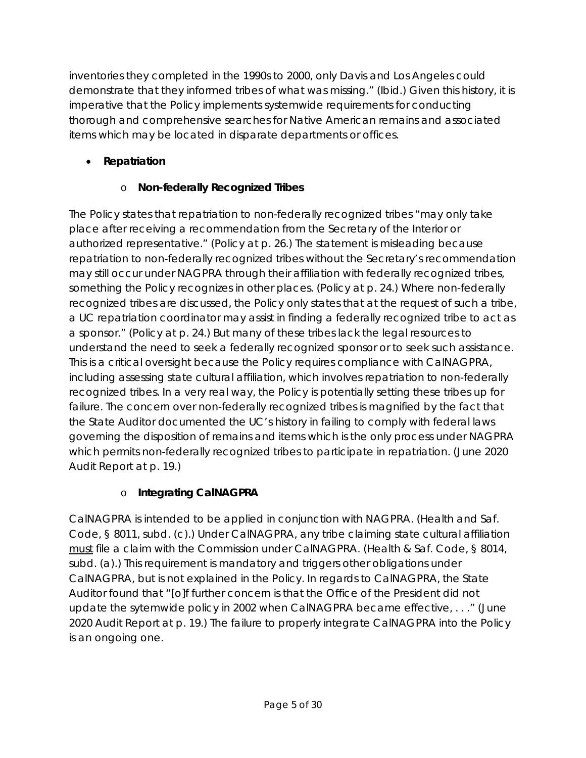inventories they completed in the 1990s to 2000, only Davis and Los Angeles could demonstrate that they informed tribes of what was missing." (Ibid.) Given this history, it is imperative that the Policy implements systemwide requirements for conducting thorough and comprehensive searches for Native American remains and associated items which may be located in disparate departments or offices.

- **Repatriation**
  - **Non-federally Recognized Tribes**

The Policy states that repatriation to non-federally recognized tribes "may only take place after receiving a recommendation from the Secretary of the Interior or authorized representative." (Policy at p. 26.) The statement is misleading because repatriation to non-federally recognized tribes without the Secretary's recommendation may still occur under NAGPRA through their affiliation with federally recognized tribes, something the Policy recognizes in other places. (Policy at p. 24.) Where non-federally recognized tribes are discussed, the Policy only states that at the request of such a tribe, a UC repatriation coordinator may assist in finding a federally recognized tribe to act as a sponsor." (Policy at p. 24.) But many of these tribes lack the legal resources to understand the need to seek a federally recognized sponsor or to seek such assistance. This is a critical oversight because the Policy requires compliance with CalNAGPRA, including assessing state cultural affiliation, which involves repatriation to non-federally recognized tribes. In a very real way, the Policy is potentially setting these tribes up for failure. The concern over non-federally recognized tribes is magnified by the fact that the State Auditor documented the UC's history in failing to comply with federal laws governing the disposition of remains and items which is the only process under NAGPRA which permits non-federally recognized tribes to participate in repatriation. (June 2020 Audit Report at p. 19.)

  - **Integrating CalNAGPRA**

CalNAGPRA is intended to be applied in conjunction with NAGPRA. (Health and Saf. Code, § 8011, subd. (c).) Under CalNAGPRA, any tribe claiming state cultural affiliation <u>must</u> file a claim with the Commission under CalNAGPRA. (Health & Saf. Code, § 8014, subd. (a).) This requirement is mandatory and triggers other obligations under CalNAGPRA, but is not explained in the Policy. In regards to CalNAGPRA, the State Auditor found that "[o]f further concern is that the Office of the President did not update the sytemwide policy in 2002 when CalNAGPRA became effective, . . ." (June 2020 Audit Report at p. 19.) The failure to properly integrate CalNAGPRA into the Policy is an ongoing one.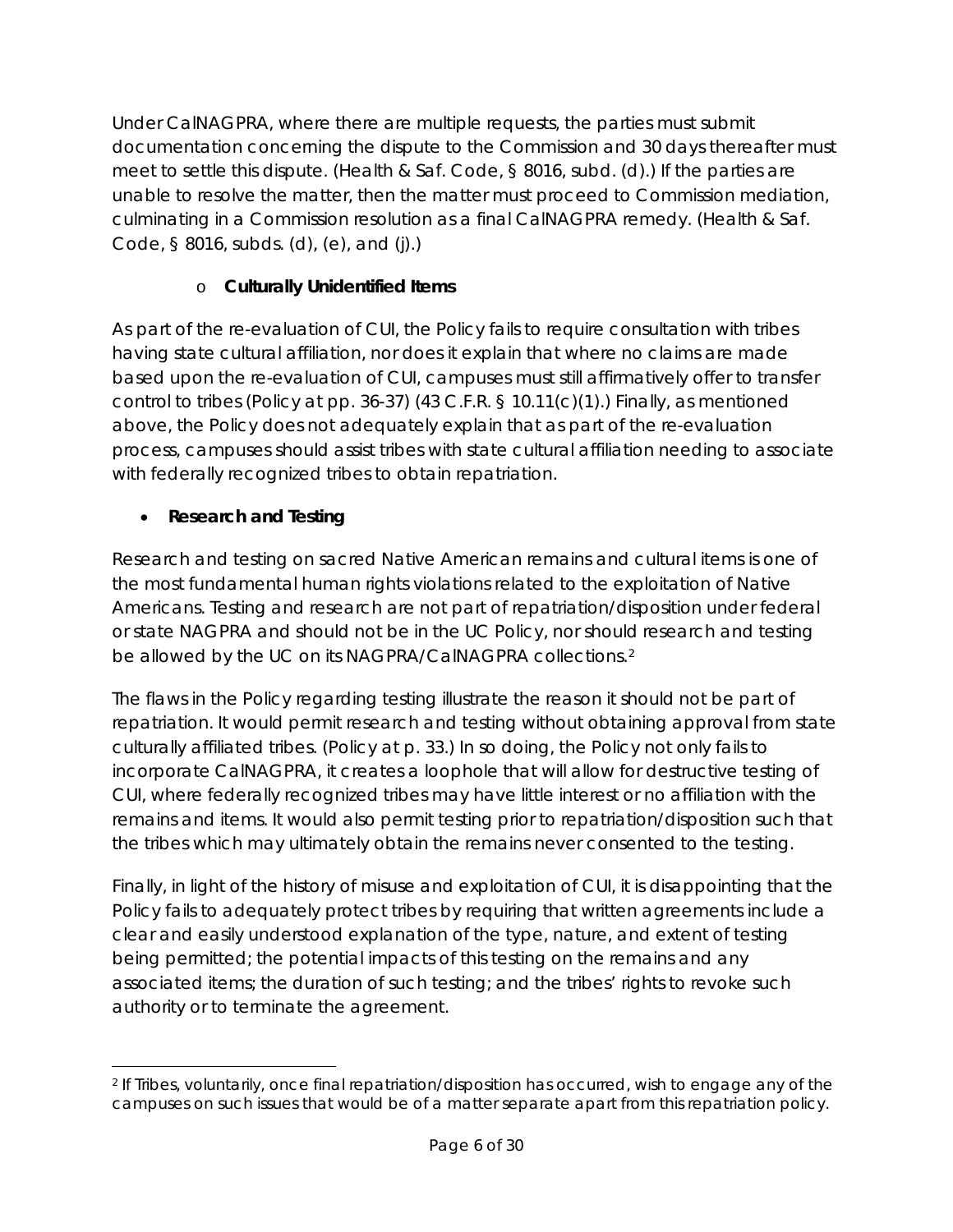Under CalNAGPRA, where there are multiple requests, the parties must submit documentation concerning the dispute to the Commission and 30 days thereafter must meet to settle this dispute. (Health & Saf. Code, § 8016, subd. (d).) If the parties are unable to resolve the matter, then the matter must proceed to Commission mediation, culminating in a Commission resolution as a final CalNAGPRA remedy. (Health & Saf. Code, § 8016, subds. (d), (e), and (j).)

- **Culturally Unidentified Items**

As part of the re-evaluation of CUI, the Policy fails to require consultation with tribes having state cultural affiliation, nor does it explain that where no claims are made based upon the re-evaluation of CUI, campuses must still affirmatively offer to transfer control to tribes (Policy at pp. 36-37) (43 C.F.R. § 10.11(c)(1).) Finally, as mentioned above, the Policy does not adequately explain that as part of the re-evaluation process, campuses should assist tribes with state cultural affiliation needing to associate with federally recognized tribes to obtain repatriation.

- **Research and Testing**

Research and testing on sacred Native American remains and cultural items is one of the most fundamental human rights violations related to the exploitation of Native Americans. Testing and research are not part of repatriation/disposition under federal or state NAGPRA and should not be in the UC Policy, nor should research and testing be allowed by the UC on its NAGPRA/CalNAGPRA collections.[2]

The flaws in the Policy regarding testing illustrate the reason it should not be part of repatriation. It would permit research and testing without obtaining approval from state culturally affiliated tribes. (Policy at p. 33.) In so doing, the Policy not only fails to incorporate CalNAGPRA, it creates a loophole that will allow for destructive testing of CUI, where federally recognized tribes may have little interest or no affiliation with the remains and items. It would also permit testing prior to repatriation/disposition such that the tribes which may ultimately obtain the remains never consented to the testing.

Finally, in light of the history of misuse and exploitation of CUI, it is disappointing that the Policy fails to adequately protect tribes by requiring that written agreements include a clear and easily understood explanation of the type, nature, and extent of testing being permitted; the potential impacts of this testing on the remains and any associated items; the duration of such testing; and the tribes' rights to revoke such authority or to terminate the agreement.

---

[2] If Tribes, voluntarily, once final repatriation/disposition has occurred, wish to engage any of the campuses on such issues that would be of a matter separate apart from this repatriation policy.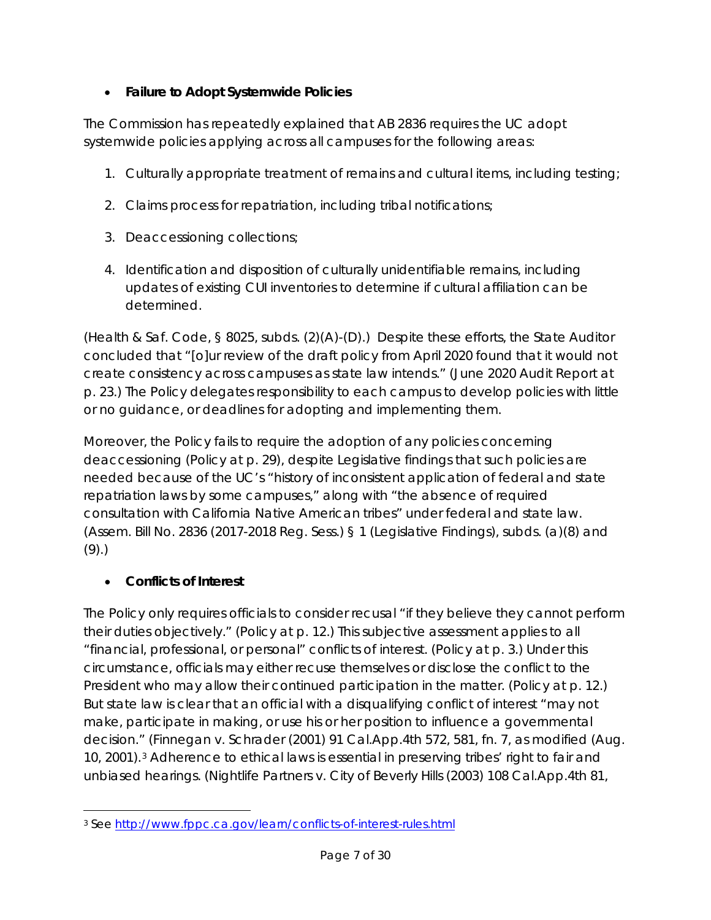- **Failure to Adopt Systemwide Policies**

The Commission has repeatedly explained that AB 2836 requires the UC adopt systemwide policies applying across all campuses for the following areas:

1. Culturally appropriate treatment of remains and cultural items, including testing;

2. Claims process for repatriation, including tribal notifications;

3. Deaccessioning collections;

4. Identification and disposition of culturally unidentifiable remains, including updates of existing CUI inventories to determine if cultural affiliation can be determined.

(Health & Saf. Code, § 8025, subds. (2)(A)-(D).) Despite these efforts, the State Auditor concluded that "[o]ur review of the draft policy from April 2020 found that it would not create consistency across campuses as state law intends." (June 2020 Audit Report at p. 23.) The Policy delegates responsibility to each campus to develop policies with little or no guidance, or deadlines for adopting and implementing them.

Moreover, the Policy fails to require the adoption of any policies concerning deaccessioning (Policy at p. 29), despite Legislative findings that such policies are needed because of the UC's "history of inconsistent application of federal and state repatriation laws by some campuses," along with "the absence of required consultation with California Native American tribes" under federal and state law. (Assem. Bill No. 2836 (2017-2018 Reg. Sess.) § 1 (Legislative Findings), subds. (a)(8) and (9).)

- **Conflicts of Interest**

The Policy only requires officials to consider recusal "if they believe they cannot perform their duties objectively." (Policy at p. 12.) This subjective assessment applies to all "financial, professional, or personal" conflicts of interest. (Policy at p. 3.) Under this circumstance, officials may either recuse themselves or disclose the conflict to the President who may allow their continued participation in the matter. (Policy at p. 12.) But state law is clear that an official with a disqualifying conflict of interest "may not make, participate in making, or use his or her position to influence a governmental decision." (*Finnegan v. Schrader* (2001) 91 Cal.App.4th 572, 581, fn. 7, as modified (Aug. 10, 2001).[3] Adherence to ethical laws is essential in preserving tribes' right to fair and unbiased hearings. (*Nightlife Partners v. City of Beverly Hills* (2003) 108 Cal.App.4th 81,

---

[3] See http://www.fppc.ca.gov/learn/conflicts-of-interest-rules.html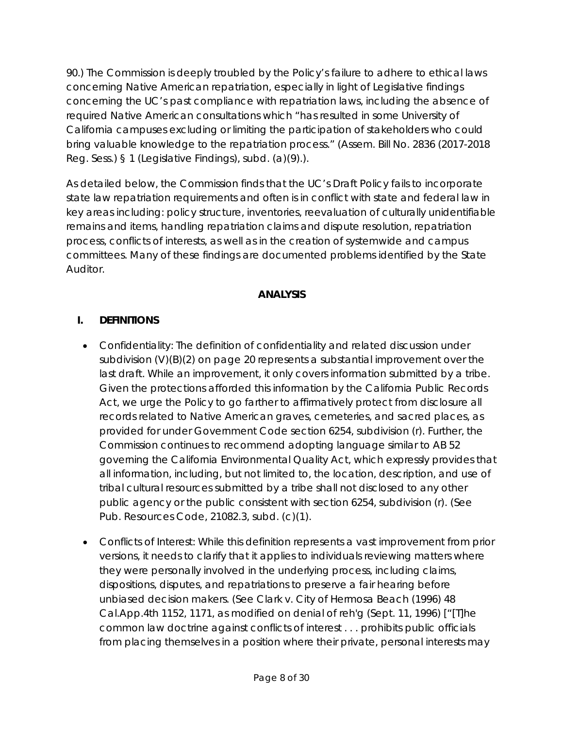90.) The Commission is deeply troubled by the Policy's failure to adhere to ethical laws concerning Native American repatriation, especially in light of Legislative findings concerning the UC's past compliance with repatriation laws, including the absence of required Native American consultations which "has resulted in some University of California campuses excluding or limiting the participation of stakeholders who could bring valuable knowledge to the repatriation process." (Assem. Bill No. 2836 (2017-2018 Reg. Sess.) § 1 (Legislative Findings), subd. (a)(9).).

As detailed below, the Commission finds that the UC's Draft Policy fails to incorporate state law repatriation requirements and often is in conflict with state and federal law in key areas including: policy structure, inventories, reevaluation of culturally unidentifiable remains and items, handling repatriation claims and dispute resolution, repatriation process, conflicts of interests, as well as in the creation of systemwide and campus committees. Many of these findings are documented problems identified by the State Auditor.

## ANALYSIS

### I. DEFINITIONS

- Confidentiality: The definition of confidentiality and related discussion under subdivision (V)(B)(2) on page 20 represents a substantial improvement over the last draft. While an improvement, it only covers information submitted by a tribe. Given the protections afforded this information by the California Public Records Act, we urge the Policy to go farther to affirmatively protect from disclosure all records related to Native American graves, cemeteries, and sacred places, as provided for under Government Code section 6254, subdivision (r). Further, the Commission continues to recommend adopting language similar to AB 52 governing the California Environmental Quality Act, which expressly provides that all information, including, but not limited to, the location, description, and use of tribal cultural resources submitted by a tribe shall not disclosed to any other public agency or the public consistent with section 6254, subdivision (r). (See Pub. Resources Code, 21082.3, subd. (c)(1).

- Conflicts of Interest: While this definition represents a vast improvement from prior versions, it needs to clarify that it applies to individuals reviewing matters where they were personally involved in the underlying process, including claims, dispositions, disputes, and repatriations to preserve a fair hearing before unbiased decision makers. (See *Clark v. City of Hermosa Beach* (1996) 48 Cal.App.4th 1152, 1171, as modified on denial of reh'g (Sept. 11, 1996) ["[T]he common law doctrine against conflicts of interest . . . prohibits public officials from placing themselves in a position where their private, personal interests may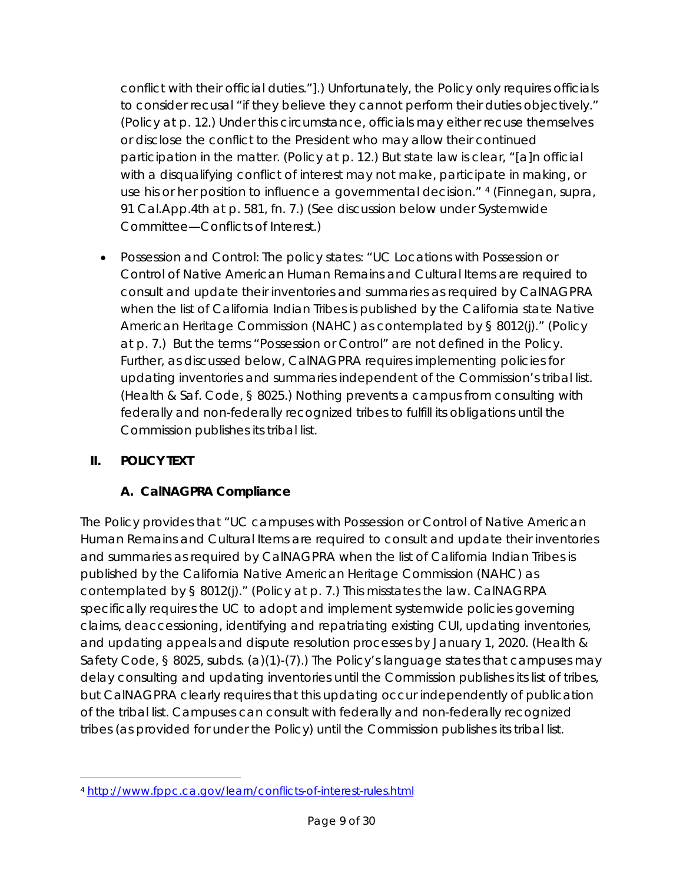conflict with their official duties."].) Unfortunately, the Policy only requires officials to consider recusal "if they believe they cannot perform their duties objectively." (Policy at p. 12.) Under this circumstance, officials may either recuse themselves or disclose the conflict to the President who may allow their continued participation in the matter. (Policy at p. 12.) But state law is clear, "[a]n official with a disqualifying conflict of interest may not make, participate in making, or use his or her position to influence a governmental decision." [4] (Finnegan, supra, 91 Cal.App.4th at p. 581, fn. 7.) (See discussion below under Systemwide Committee—Conflicts of Interest.)

- Possession and Control: The policy states: "UC Locations with Possession or Control of Native American Human Remains and Cultural Items are required to consult and update their inventories and summaries as required by CalNAGPRA when the list of California Indian Tribes is published by the California state Native American Heritage Commission (NAHC) as contemplated by § 8012(j)." (Policy at p. 7.) But the terms "Possession or Control" are not defined in the Policy. Further, as discussed below, CalNAGPRA requires implementing policies for updating inventories and summaries independent of the Commission's tribal list. (Health & Saf. Code, § 8025.) Nothing prevents a campus from consulting with federally and non-federally recognized tribes to fulfill its obligations until the Commission publishes its tribal list.

## II. POLICY TEXT

### A. CalNAGPRA Compliance

The Policy provides that "UC campuses with Possession or Control of Native American Human Remains and Cultural Items are required to consult and update their inventories and summaries as required by CalNAGPRA when the list of California Indian Tribes is published by the California Native American Heritage Commission (NAHC) as contemplated by § 8012(j)." (Policy at p. 7.) This misstates the law. CalNAGRPA specifically requires the UC to adopt and implement systemwide policies governing claims, deaccessioning, identifying and repatriating existing CUI, updating inventories, and updating appeals and dispute resolution processes by January 1, 2020. (Health & Safety Code, § 8025, subds. (a)(1)-(7).) The Policy's language states that campuses may delay consulting and updating inventories until the Commission publishes its list of tribes, but CalNAGPRA clearly requires that this updating occur independently of publication of the tribal list. Campuses can consult with federally and non-federally recognized tribes (as provided for under the Policy) until the Commission publishes its tribal list.

---

[4] http://www.fppc.ca.gov/learn/conflicts-of-interest-rules.html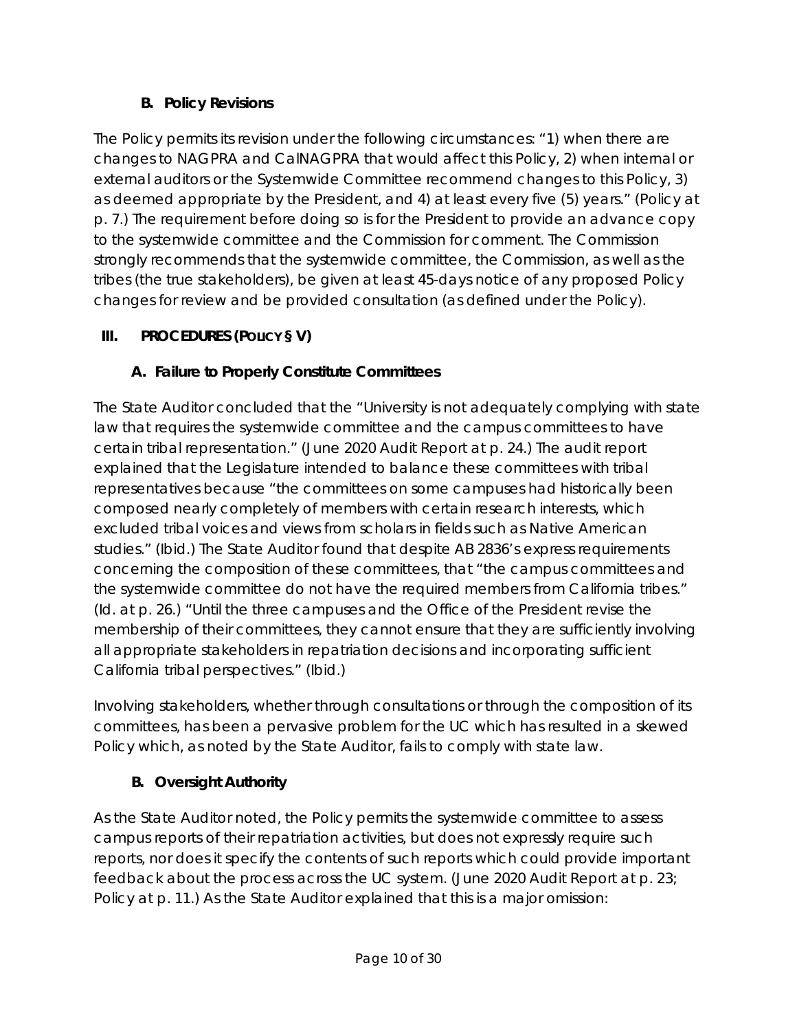### B. Policy Revisions

The Policy permits its revision under the following circumstances: "1) when there are changes to NAGPRA and CalNAGPRA that would affect this Policy, 2) when internal or external auditors or the Systemwide Committee recommend changes to this Policy, 3) as deemed appropriate by the President, and 4) at least every five (5) years." (Policy at p. 7.) The requirement before doing so is for the President to provide an advance copy to the systemwide committee and the Commission for comment. The Commission strongly recommends that the systemwide committee, the Commission, as well as the tribes (the true stakeholders), be given at least 45-days notice of any proposed Policy changes for review and be provided consultation (as defined under the Policy).

## III. PROCEDURES (POLICY § V)

### A. Failure to Properly Constitute Committees

The State Auditor concluded that the "University is not adequately complying with state law that requires the systemwide committee and the campus committees to have certain tribal representation." (June 2020 Audit Report at p. 24.) The audit report explained that the Legislature intended to balance these committees with tribal representatives because "the committees on some campuses had historically been composed nearly completely of members with certain research interests, which excluded tribal voices and views from scholars in fields such as Native American studies." (Ibid.) The State Auditor found that despite AB 2836's express requirements concerning the composition of these committees, that "the campus committees and the systemwide committee do not have the required members from California tribes." (Id. at p. 26.) "Until the three campuses and the Office of the President revise the membership of their committees, they cannot ensure that they are sufficiently involving all appropriate stakeholders in repatriation decisions and incorporating sufficient California tribal perspectives." (Ibid.)

Involving stakeholders, whether through consultations or through the composition of its committees, has been a pervasive problem for the UC which has resulted in a skewed Policy which, as noted by the State Auditor, fails to comply with state law.

### B. Oversight Authority

As the State Auditor noted, the Policy permits the systemwide committee to assess campus reports of their repatriation activities, but does not expressly require such reports, nor does it specify the contents of such reports which could provide important feedback about the process across the UC system. (June 2020 Audit Report at p. 23; Policy at p. 11.) As the State Auditor explained that this is a major omission: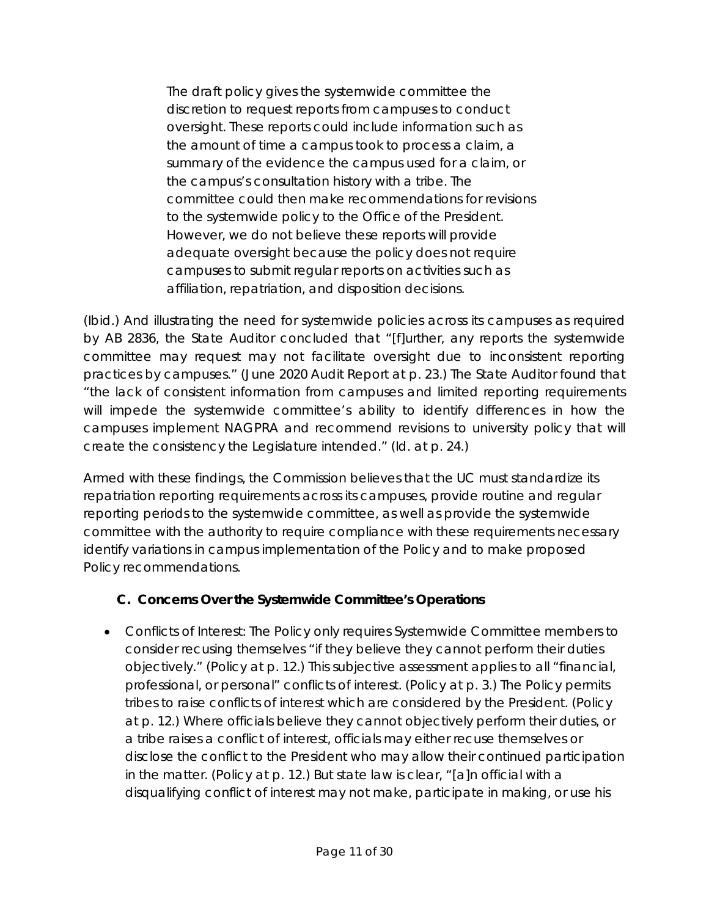> The draft policy gives the systemwide committee the discretion to request reports from campuses to conduct oversight. These reports could include information such as the amount of time a campus took to process a claim, a summary of the evidence the campus used for a claim, or the campus's consultation history with a tribe. The committee could then make recommendations for revisions to the systemwide policy to the Office of the President. However, we do not believe these reports will provide adequate oversight because the policy does not require campuses to submit regular reports on activities such as affiliation, repatriation, and disposition decisions.

(Ibid.) And illustrating the need for systemwide policies across its campuses as required by AB 2836, the State Auditor concluded that "[f]urther, any reports the systemwide committee may request may not facilitate oversight due to inconsistent reporting practices by campuses." (June 2020 Audit Report at p. 23.) The State Auditor found that "the lack of consistent information from campuses and limited reporting requirements will impede the systemwide committee's ability to identify differences in how the campuses implement NAGPRA and recommend revisions to university policy that will create the consistency the Legislature intended." (Id. at p. 24.)

Armed with these findings, the Commission believes that the UC must standardize its repatriation reporting requirements across its campuses, provide routine and regular reporting periods to the systemwide committee, as well as provide the systemwide committee with the authority to require compliance with these requirements necessary identify variations in campus implementation of the Policy and to make proposed Policy recommendations.

### C. Concerns Over the Systemwide Committee's Operations

- Conflicts of Interest: The Policy only requires Systemwide Committee members to consider recusing themselves "if they believe they cannot perform their duties objectively." (Policy at p. 12.) This subjective assessment applies to all "financial, professional, or personal" conflicts of interest. (Policy at p. 3.) The Policy permits tribes to raise conflicts of interest which are considered by the President. (Policy at p. 12.) Where officials believe they cannot objectively perform their duties, or a tribe raises a conflict of interest, officials may either recuse themselves or disclose the conflict to the President who may allow their continued participation in the matter. (Policy at p. 12.) But state law is clear, "[a]n official with a disqualifying conflict of interest may not make, participate in making, or use his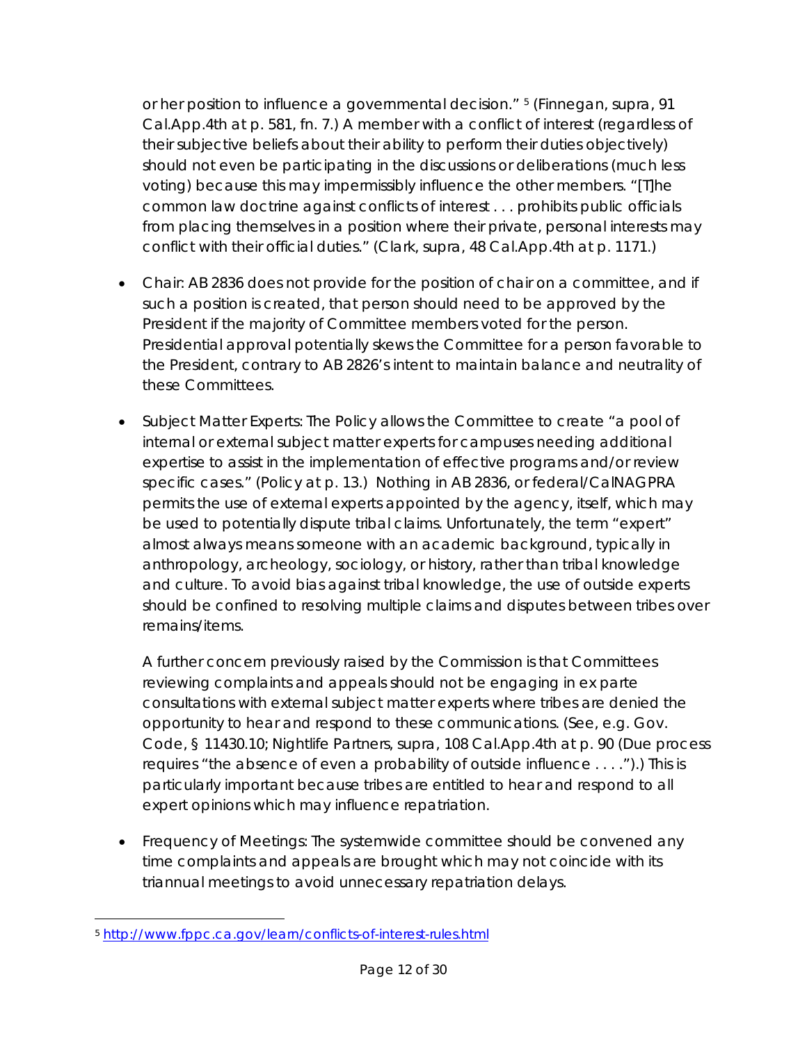or her position to influence a governmental decision." [5] (*Finnegan*, *supra*, 91 Cal.App.4th at p. 581, fn. 7.) A member with a conflict of interest (regardless of their subjective beliefs about their ability to perform their duties objectively) should not even be participating in the discussions or deliberations (much less voting) because this may impermissibly influence the other members. "[T]he common law doctrine against conflicts of interest . . . prohibits public officials from placing themselves in a position where their private, personal interests may conflict with their official duties." (*Clark*, *supra*, 48 Cal.App.4th at p. 1171.)

- Chair: AB 2836 does not provide for the position of chair on a committee, and if such a position is created, that person should need to be approved by the President if the majority of Committee members voted for the person. Presidential approval potentially skews the Committee for a person favorable to the President, contrary to AB 2826's intent to maintain balance and neutrality of these Committees.

- Subject Matter Experts: The Policy allows the Committee to create "a pool of internal or external subject matter experts for campuses needing additional expertise to assist in the implementation of effective programs and/or review specific cases." (Policy at p. 13.) Nothing in AB 2836, or federal/CalNAGPRA permits the use of external experts appointed by the agency, itself, which may be used to potentially dispute tribal claims. Unfortunately, the term "expert" almost always means someone with an academic background, typically in anthropology, archeology, sociology, or history, rather than tribal knowledge and culture. To avoid bias against tribal knowledge, the use of outside experts should be confined to resolving multiple claims and disputes between tribes over remains/items.

  A further concern previously raised by the Commission is that Committees reviewing complaints and appeals should not be engaging in ex parte consultations with external subject matter experts where tribes are denied the opportunity to hear and respond to these communications. (See, e.g. Gov. Code, § 11430.10; *Nightlife Partners*, *supra*, 108 Cal.App.4th at p. 90 (Due process requires "the absence of even a probability of outside influence . . . .").) This is particularly important because tribes are entitled to hear and respond to all expert opinions which may influence repatriation.

- Frequency of Meetings: The systemwide committee should be convened any time complaints and appeals are brought which may not coincide with its triannual meetings to avoid unnecessary repatriation delays.

---

[5] http://www.fppc.ca.gov/learn/conflicts-of-interest-rules.html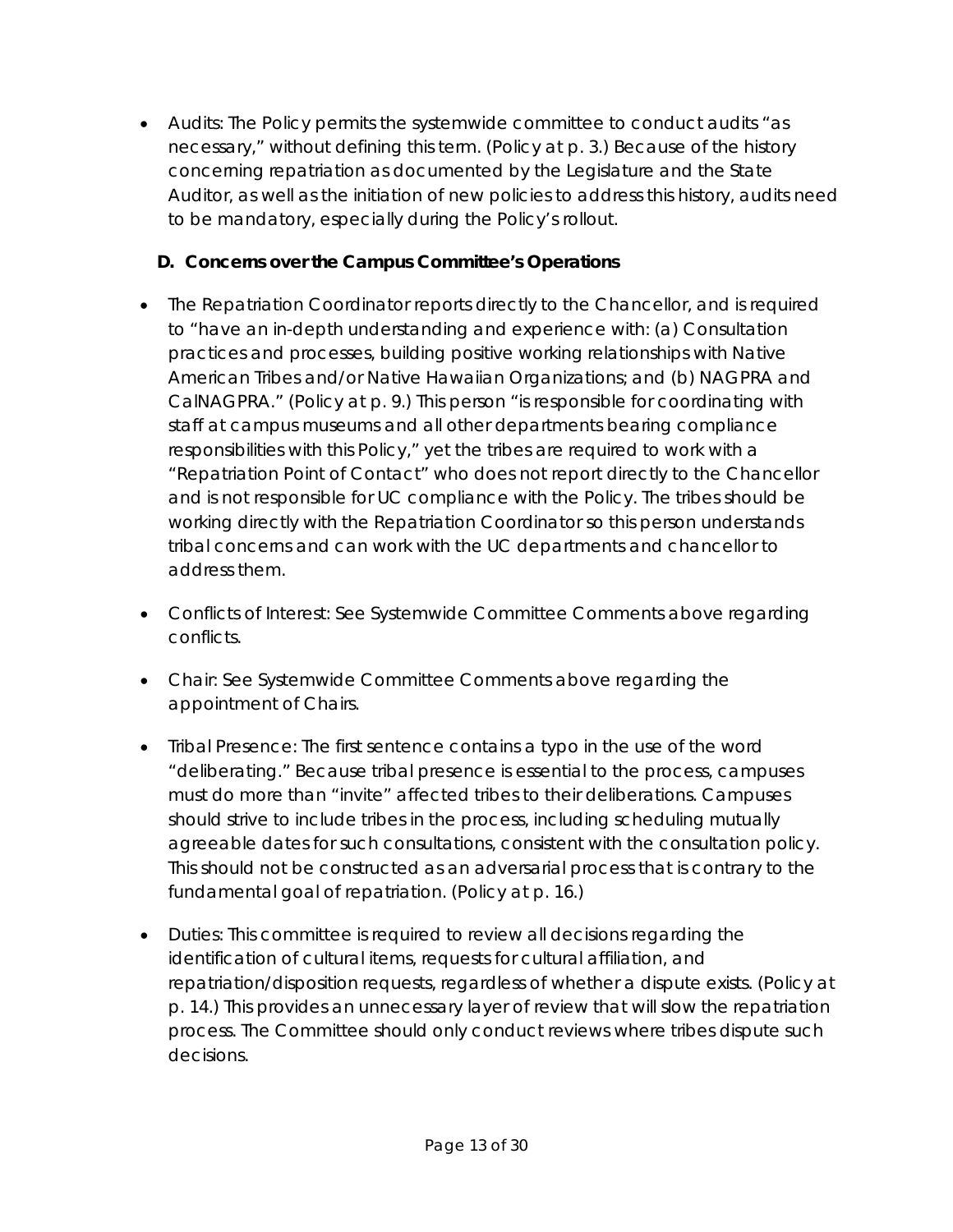- Audits: The Policy permits the systemwide committee to conduct audits "as necessary," without defining this term. (Policy at p. 3.) Because of the history concerning repatriation as documented by the Legislature and the State Auditor, as well as the initiation of new policies to address this history, audits need to be mandatory, especially during the Policy's rollout.

### D. Concerns over the Campus Committee's Operations

- The Repatriation Coordinator reports directly to the Chancellor, and is required to "have an in-depth understanding and experience with: (a) Consultation practices and processes, building positive working relationships with Native American Tribes and/or Native Hawaiian Organizations; and (b) NAGPRA and CalNAGPRA." (Policy at p. 9.) This person "is responsible for coordinating with staff at campus museums and all other departments bearing compliance responsibilities with this Policy," yet the tribes are required to work with a "Repatriation Point of Contact" who does not report directly to the Chancellor and is not responsible for UC compliance with the Policy. The tribes should be working directly with the Repatriation Coordinator so this person understands tribal concerns and can work with the UC departments and chancellor to address them.

- Conflicts of Interest: See Systemwide Committee Comments above regarding conflicts.

- Chair: See Systemwide Committee Comments above regarding the appointment of Chairs.

- Tribal Presence: The first sentence contains a typo in the use of the word "deliberating." Because tribal presence is essential to the process, campuses must do more than "invite" affected tribes to their deliberations. Campuses should strive to include tribes in the process, including scheduling mutually agreeable dates for such consultations, consistent with the consultation policy. This should not be constructed as an adversarial process that is contrary to the fundamental goal of repatriation. (Policy at p. 16.)

- Duties: This committee is required to review all decisions regarding the identification of cultural items, requests for cultural affiliation, and repatriation/disposition requests, regardless of whether a dispute exists. (Policy at p. 14.) This provides an unnecessary layer of review that will slow the repatriation process. The Committee should only conduct reviews where tribes dispute such decisions.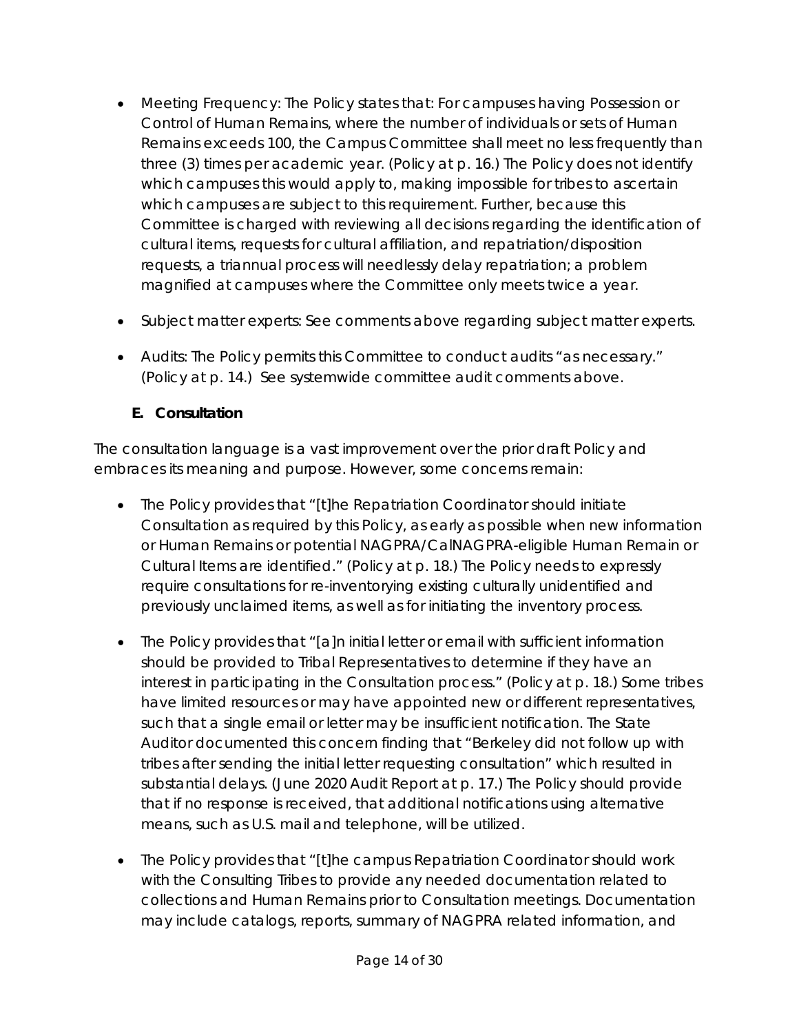- Meeting Frequency: The Policy states that: For campuses having Possession or Control of Human Remains, where the number of individuals or sets of Human Remains exceeds 100, the Campus Committee shall meet no less frequently than three (3) times per academic year. (Policy at p. 16.) The Policy does not identify which campuses this would apply to, making impossible for tribes to ascertain which campuses are subject to this requirement. Further, because this Committee is charged with reviewing all decisions regarding the identification of cultural items, requests for cultural affiliation, and repatriation/disposition requests, a triannual process will needlessly delay repatriation; a problem magnified at campuses where the Committee only meets twice a year.

- Subject matter experts: See comments above regarding subject matter experts.

- Audits: The Policy permits this Committee to conduct audits "as necessary." (Policy at p. 14.) See systemwide committee audit comments above.

### E. Consultation

The consultation language is a vast improvement over the prior draft Policy and embraces its meaning and purpose. However, some concerns remain:

- The Policy provides that "[t]he Repatriation Coordinator should initiate Consultation as required by this Policy, as early as possible when new information or Human Remains or potential NAGPRA/CalNAGPRA-eligible Human Remain or Cultural Items are identified." (Policy at p. 18.) The Policy needs to expressly require consultations for re-inventorying existing culturally unidentified and previously unclaimed items, as well as for initiating the inventory process.

- The Policy provides that "[a]n initial letter or email with sufficient information should be provided to Tribal Representatives to determine if they have an interest in participating in the Consultation process." (Policy at p. 18.) Some tribes have limited resources or may have appointed new or different representatives, such that a single email or letter may be insufficient notification. The State Auditor documented this concern finding that "Berkeley did not follow up with tribes after sending the initial letter requesting consultation" which resulted in substantial delays. (June 2020 Audit Report at p. 17.) The Policy should provide that if no response is received, that additional notifications using alternative means, such as U.S. mail and telephone, will be utilized.

- The Policy provides that "[t]he campus Repatriation Coordinator should work with the Consulting Tribes to provide any needed documentation related to collections and Human Remains prior to Consultation meetings. Documentation may include catalogs, reports, summary of NAGPRA related information, and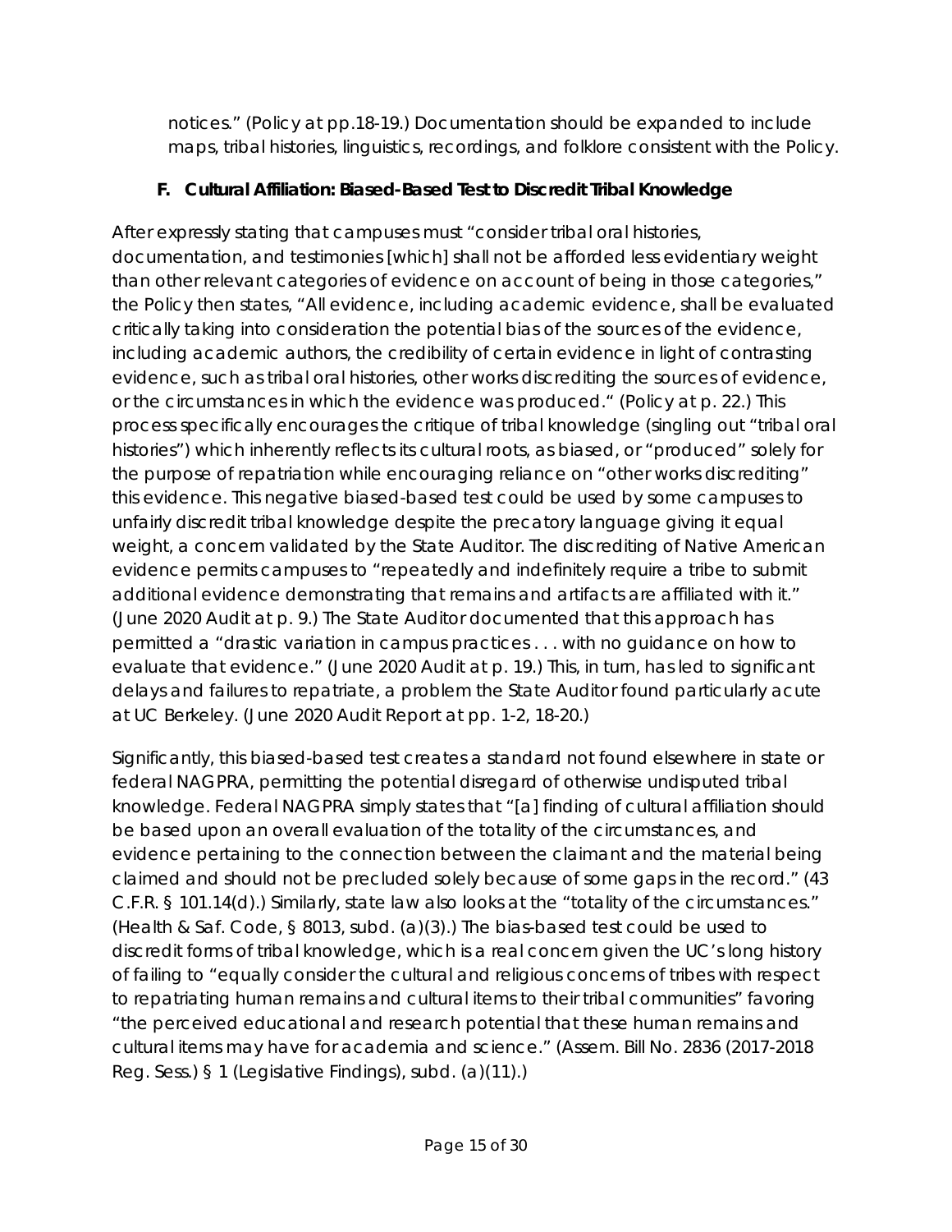notices." (Policy at pp.18-19.) Documentation should be expanded to include maps, tribal histories, linguistics, recordings, and folklore consistent with the Policy.

### F. Cultural Affiliation: Biased-Based Test to Discredit Tribal Knowledge

After expressly stating that campuses must "consider tribal oral histories, documentation, and testimonies [which] shall not be afforded less evidentiary weight than other relevant categories of evidence on account of being in those categories," the Policy then states, "All evidence, including academic evidence, shall be evaluated critically taking into consideration the potential bias of the sources of the evidence, including academic authors, the credibility of certain evidence in light of contrasting evidence, such as tribal oral histories, other works discrediting the sources of evidence, or the circumstances in which the evidence was produced." (Policy at p. 22.) This process specifically encourages the critique of tribal knowledge (singling out "tribal oral histories") which inherently reflects its cultural roots, as biased, or "produced" solely for the purpose of repatriation while encouraging reliance on "other works discrediting" this evidence. This negative biased-based test could be used by some campuses to unfairly discredit tribal knowledge despite the precatory language giving it equal weight, a concern validated by the State Auditor. The discrediting of Native American evidence permits campuses to "repeatedly and indefinitely require a tribe to submit additional evidence demonstrating that remains and artifacts are affiliated with it." (June 2020 Audit at p. 9.) The State Auditor documented that this approach has permitted a "drastic variation in campus practices . . . with no guidance on how to evaluate that evidence." (June 2020 Audit at p. 19.) This, in turn, has led to significant delays and failures to repatriate, a problem the State Auditor found particularly acute at UC Berkeley. (June 2020 Audit Report at pp. 1-2, 18-20.)

Significantly, this biased-based test creates a standard not found elsewhere in state or federal NAGPRA, permitting the potential disregard of otherwise undisputed tribal knowledge. Federal NAGPRA simply states that "[a] finding of cultural affiliation should be based upon an overall evaluation of the totality of the circumstances, and evidence pertaining to the connection between the claimant and the material being claimed and should not be precluded solely because of some gaps in the record." (43 C.F.R. § 101.14(d).) Similarly, state law also looks at the "totality of the circumstances." (Health & Saf. Code, § 8013, subd. (a)(3).) The bias-based test could be used to discredit forms of tribal knowledge, which is a real concern given the UC's long history of failing to "equally consider the cultural and religious concerns of tribes with respect to repatriating human remains and cultural items to their tribal communities" favoring "the perceived educational and research potential that these human remains and cultural items may have for academia and science." (Assem. Bill No. 2836 (2017-2018 Reg. Sess.) § 1 (Legislative Findings), subd. (a)(11).)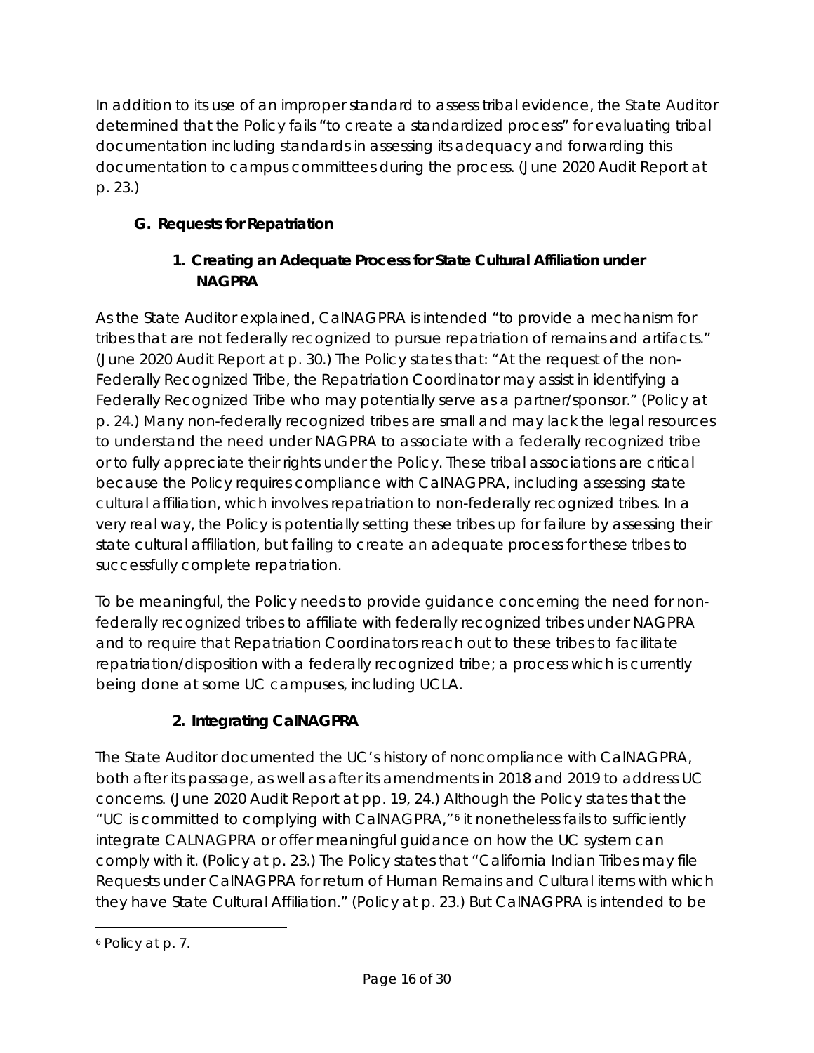In addition to its use of an improper standard to assess tribal evidence, the State Auditor determined that the Policy fails "to create a standardized process" for evaluating tribal documentation including standards in assessing its adequacy and forwarding this documentation to campus committees during the process. (June 2020 Audit Report at p. 23.)

### G. Requests for Repatriation

#### 1. Creating an Adequate Process for State Cultural Affiliation under NAGPRA

As the State Auditor explained, CalNAGPRA is intended "to provide a mechanism for tribes that are not federally recognized to pursue repatriation of remains and artifacts." (June 2020 Audit Report at p. 30.) The Policy states that: "At the request of the non-Federally Recognized Tribe, the Repatriation Coordinator may assist in identifying a Federally Recognized Tribe who may potentially serve as a partner/sponsor." (Policy at p. 24.) Many non-federally recognized tribes are small and may lack the legal resources to understand the need under NAGPRA to associate with a federally recognized tribe or to fully appreciate their rights under the Policy. These tribal associations are critical because the Policy requires compliance with CalNAGPRA, including assessing state cultural affiliation, which involves repatriation to non-federally recognized tribes. In a very real way, the Policy is potentially setting these tribes up for failure by assessing their state cultural affiliation, but failing to create an adequate process for these tribes to successfully complete repatriation.

To be meaningful, the Policy needs to provide guidance concerning the need for non-federally recognized tribes to affiliate with federally recognized tribes under NAGPRA and to require that Repatriation Coordinators reach out to these tribes to facilitate repatriation/disposition with a federally recognized tribe; a process which is currently being done at some UC campuses, including UCLA.

#### 2. Integrating CalNAGPRA

The State Auditor documented the UC's history of noncompliance with CalNAGPRA, both after its passage, as well as after its amendments in 2018 and 2019 to address UC concerns. (June 2020 Audit Report at pp. 19, 24.) Although the Policy states that the "UC is committed to complying with CalNAGPRA,"[6] it nonetheless fails to sufficiently integrate CALNAGPRA or offer meaningful guidance on how the UC system can comply with it. (Policy at p. 23.) The Policy states that "California Indian Tribes may file Requests under CalNAGPRA for return of Human Remains and Cultural items with which they have State Cultural Affiliation." (Policy at p. 23.) But CalNAGPRA is intended to be

[6] Policy at p. 7.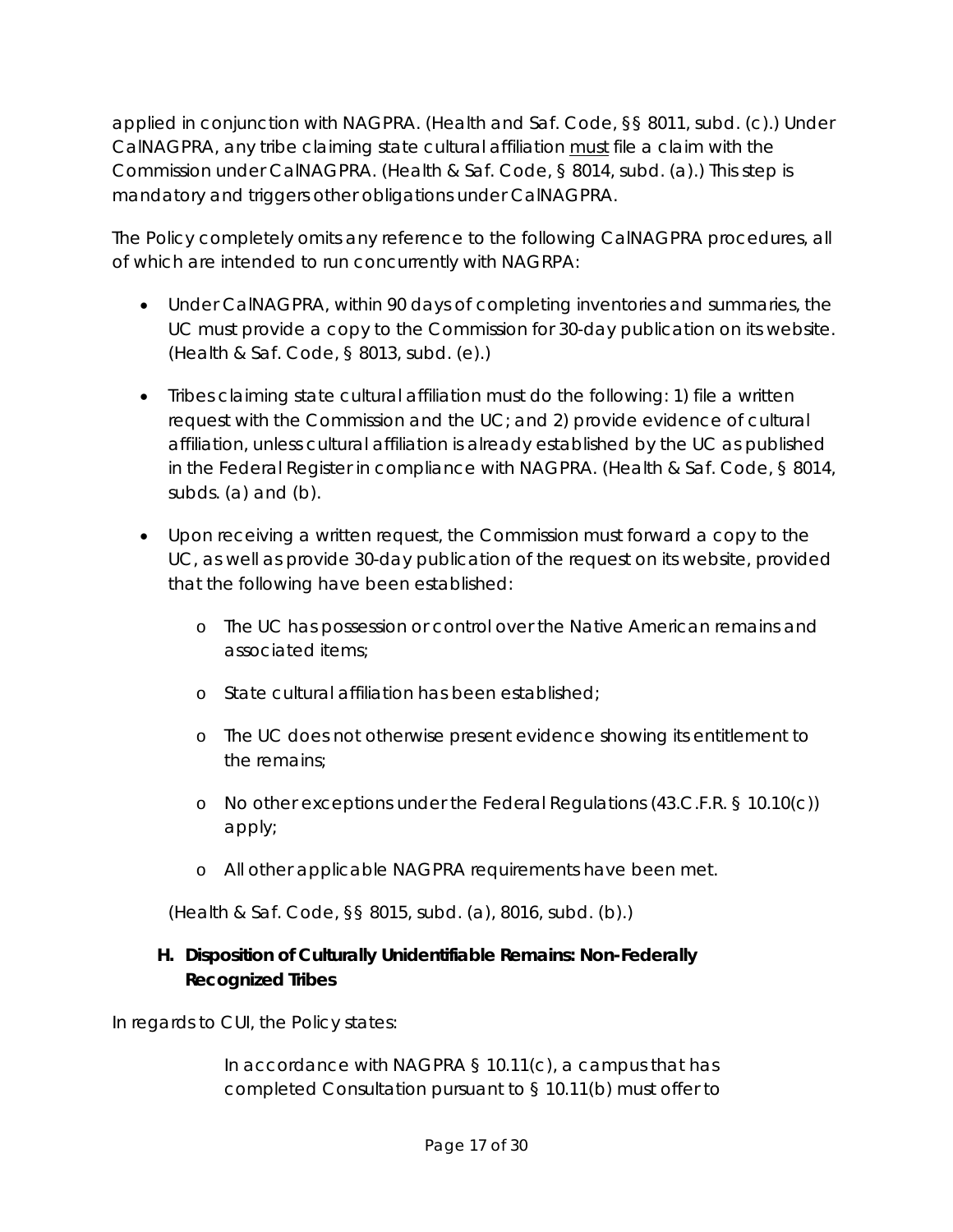applied in conjunction with NAGPRA. (Health and Saf. Code, §§ 8011, subd. (c).) Under CalNAGPRA, any tribe claiming state cultural affiliation <u>must</u> file a claim with the Commission under CalNAGPRA. (Health & Saf. Code, § 8014, subd. (a).) This step is mandatory and triggers other obligations under CalNAGPRA.

The Policy completely omits any reference to the following CalNAGPRA procedures, all of which are intended to run concurrently with NAGRPA:

- Under CalNAGPRA, within 90 days of completing inventories and summaries, the UC must provide a copy to the Commission for 30-day publication on its website. (Health & Saf. Code, § 8013, subd. (e).)
- Tribes claiming state cultural affiliation must do the following: 1) file a written request with the Commission and the UC; and 2) provide evidence of cultural affiliation, unless cultural affiliation is already established by the UC as published in the Federal Register in compliance with NAGPRA. (Health & Saf. Code, § 8014, subds. (a) and (b).
- Upon receiving a written request, the Commission must forward a copy to the UC, as well as provide 30-day publication of the request on its website, provided that the following have been established:
  - The UC has possession or control over the Native American remains and associated items;
  - State cultural affiliation has been established;
  - The UC does not otherwise present evidence showing its entitlement to the remains;
  - No other exceptions under the Federal Regulations (43.C.F.R. § 10.10(c)) apply;
  - All other applicable NAGPRA requirements have been met.

  (Health & Saf. Code, §§ 8015, subd. (a), 8016, subd. (b).)

**H. Disposition of Culturally Unidentifiable Remains: Non-Federally Recognized Tribes**

In regards to CUI, the Policy states:

> In accordance with NAGPRA § 10.11(c), a campus that has completed Consultation pursuant to § 10.11(b) must offer to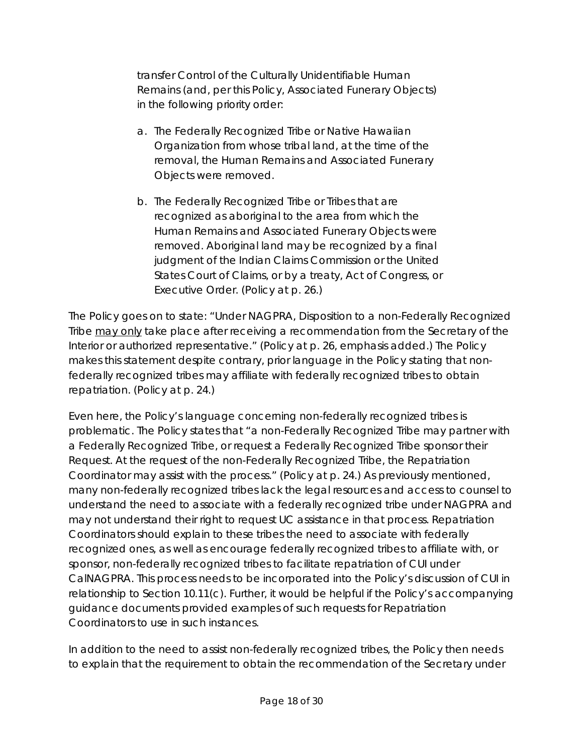transfer Control of the Culturally Unidentifiable Human Remains (and, per this Policy, Associated Funerary Objects) in the following priority order:

a. The Federally Recognized Tribe or Native Hawaiian Organization from whose tribal land, at the time of the removal, the Human Remains and Associated Funerary Objects were removed.

b. The Federally Recognized Tribe or Tribes that are recognized as aboriginal to the area from which the Human Remains and Associated Funerary Objects were removed. Aboriginal land may be recognized by a final judgment of the Indian Claims Commission or the United States Court of Claims, or by a treaty, Act of Congress, or Executive Order. (Policy at p. 26.)

The Policy goes on to state: "Under NAGPRA, Disposition to a non-Federally Recognized Tribe <u>may only</u> take place after receiving a recommendation from the Secretary of the Interior or authorized representative." (Policy at p. 26, emphasis added.) The Policy makes this statement despite contrary, prior language in the Policy stating that non-federally recognized tribes may affiliate with federally recognized tribes to obtain repatriation. (Policy at p. 24.)

Even here, the Policy's language concerning non-federally recognized tribes is problematic. The Policy states that "a non-Federally Recognized Tribe may partner with a Federally Recognized Tribe, or request a Federally Recognized Tribe sponsor their Request. At the request of the non-Federally Recognized Tribe, the Repatriation Coordinator may assist with the process." (Policy at p. 24.) As previously mentioned, many non-federally recognized tribes lack the legal resources and access to counsel to understand the need to associate with a federally recognized tribe under NAGPRA and may not understand their right to request UC assistance in that process. Repatriation Coordinators should explain to these tribes the need to associate with federally recognized ones, as well as encourage federally recognized tribes to affiliate with, or sponsor, non-federally recognized tribes to facilitate repatriation of CUI under CalNAGPRA. This process needs to be incorporated into the Policy's discussion of CUI in relationship to Section 10.11(c). Further, it would be helpful if the Policy's accompanying guidance documents provided examples of such requests for Repatriation Coordinators to use in such instances.

In addition to the need to assist non-federally recognized tribes, the Policy then needs to explain that the requirement to obtain the recommendation of the Secretary under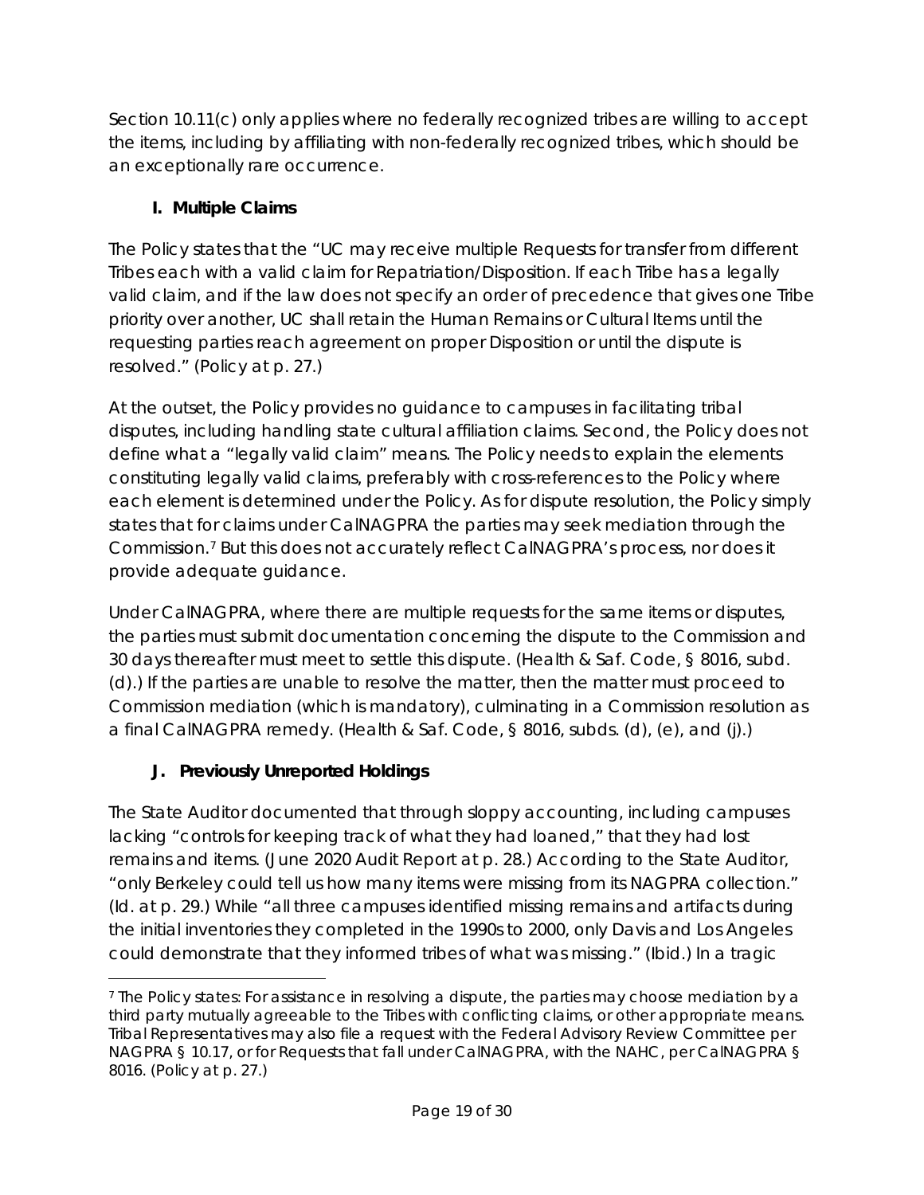Section 10.11(c) only applies where no federally recognized tribes are willing to accept the items, including by affiliating with non-federally recognized tribes, which should be an exceptionally rare occurrence.

### I. Multiple Claims

The Policy states that the "UC may receive multiple Requests for transfer from different Tribes each with a valid claim for Repatriation/Disposition. If each Tribe has a legally valid claim, and if the law does not specify an order of precedence that gives one Tribe priority over another, UC shall retain the Human Remains or Cultural Items until the requesting parties reach agreement on proper Disposition or until the dispute is resolved." (Policy at p. 27.)

At the outset, the Policy provides no guidance to campuses in facilitating tribal disputes, including handling state cultural affiliation claims. Second, the Policy does not define what a "legally valid claim" means. The Policy needs to explain the elements constituting legally valid claims, preferably with cross-references to the Policy where each element is determined under the Policy. As for dispute resolution, the Policy simply states that for claims under CalNAGPRA the parties may seek mediation through the Commission.[7] But this does not accurately reflect CalNAGPRA's process, nor does it provide adequate guidance.

Under CalNAGPRA, where there are multiple requests for the same items or disputes, the parties must submit documentation concerning the dispute to the Commission and 30 days thereafter must meet to settle this dispute. (Health & Saf. Code, § 8016, subd. (d).) If the parties are unable to resolve the matter, then the matter must proceed to Commission mediation (which is mandatory), culminating in a Commission resolution as a final CalNAGPRA remedy. (Health & Saf. Code, § 8016, subds. (d), (e), and (j).)

### J. Previously Unreported Holdings

The State Auditor documented that through sloppy accounting, including campuses lacking "controls for keeping track of what they had loaned," that they had lost remains and items. (June 2020 Audit Report at p. 28.) According to the State Auditor, "only Berkeley could tell us how many items were missing from its NAGPRA collection." (Id. at p. 29.) While "all three campuses identified missing remains and artifacts during the initial inventories they completed in the 1990s to 2000, only Davis and Los Angeles could demonstrate that they informed tribes of what was missing." (Ibid.) In a tragic

---

[7] The Policy states: For assistance in resolving a dispute, the parties may choose mediation by a third party mutually agreeable to the Tribes with conflicting claims, or other appropriate means. Tribal Representatives may also file a request with the Federal Advisory Review Committee per NAGPRA § 10.17, or for Requests that fall under CalNAGPRA, with the NAHC, per CalNAGPRA § 8016. (Policy at p. 27.)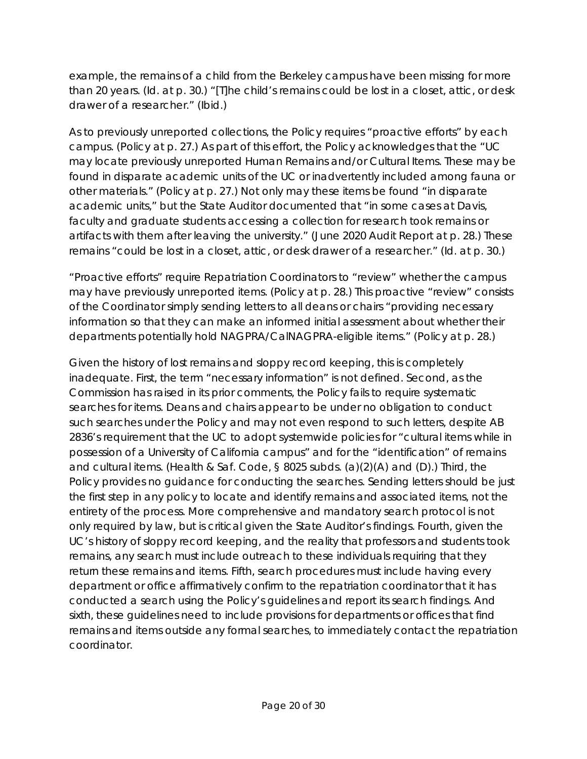example, the remains of a child from the Berkeley campus have been missing for more than 20 years. (Id. at p. 30.) "[T]he child's remains could be lost in a closet, attic, or desk drawer of a researcher." (Ibid.)

As to previously unreported collections, the Policy requires "proactive efforts" by each campus. (Policy at p. 27.) As part of this effort, the Policy acknowledges that the "UC may locate previously unreported Human Remains and/or Cultural Items. These may be found in disparate academic units of the UC or inadvertently included among fauna or other materials." (Policy at p. 27.) Not only may these items be found "in disparate academic units," but the State Auditor documented that "in some cases at Davis, faculty and graduate students accessing a collection for research took remains or artifacts with them after leaving the university." (June 2020 Audit Report at p. 28.) These remains "could be lost in a closet, attic, or desk drawer of a researcher." (Id. at p. 30.)

"Proactive efforts" require Repatriation Coordinators to "review" whether the campus may have previously unreported items. (Policy at p. 28.) This proactive "review" consists of the Coordinator simply sending letters to all deans or chairs "providing necessary information so that they can make an informed initial assessment about whether their departments potentially hold NAGPRA/CalNAGPRA-eligible items." (Policy at p. 28.)

Given the history of lost remains and sloppy record keeping, this is completely inadequate. First, the term "necessary information" is not defined. Second, as the Commission has raised in its prior comments, the Policy fails to require systematic searches for items. Deans and chairs appear to be under no obligation to conduct such searches under the Policy and may not even respond to such letters, despite AB 2836's requirement that the UC to adopt systemwide policies for "cultural items while in possession of a University of California campus" and for the "identification" of remains and cultural items. (Health & Saf. Code, § 8025 subds. (a)(2)(A) and (D).) Third, the Policy provides no guidance for conducting the searches. Sending letters should be just the first step in any policy to locate and identify remains and associated items, not the entirety of the process. More comprehensive and mandatory search protocol is not only required by law, but is critical given the State Auditor's findings. Fourth, given the UC's history of sloppy record keeping, and the reality that professors and students took remains, any search must include outreach to these individuals requiring that they return these remains and items. Fifth, search procedures must include having every department or office affirmatively confirm to the repatriation coordinator that it has conducted a search using the Policy's guidelines and report its search findings. And sixth, these guidelines need to include provisions for departments or offices that find remains and items outside any formal searches, to immediately contact the repatriation coordinator.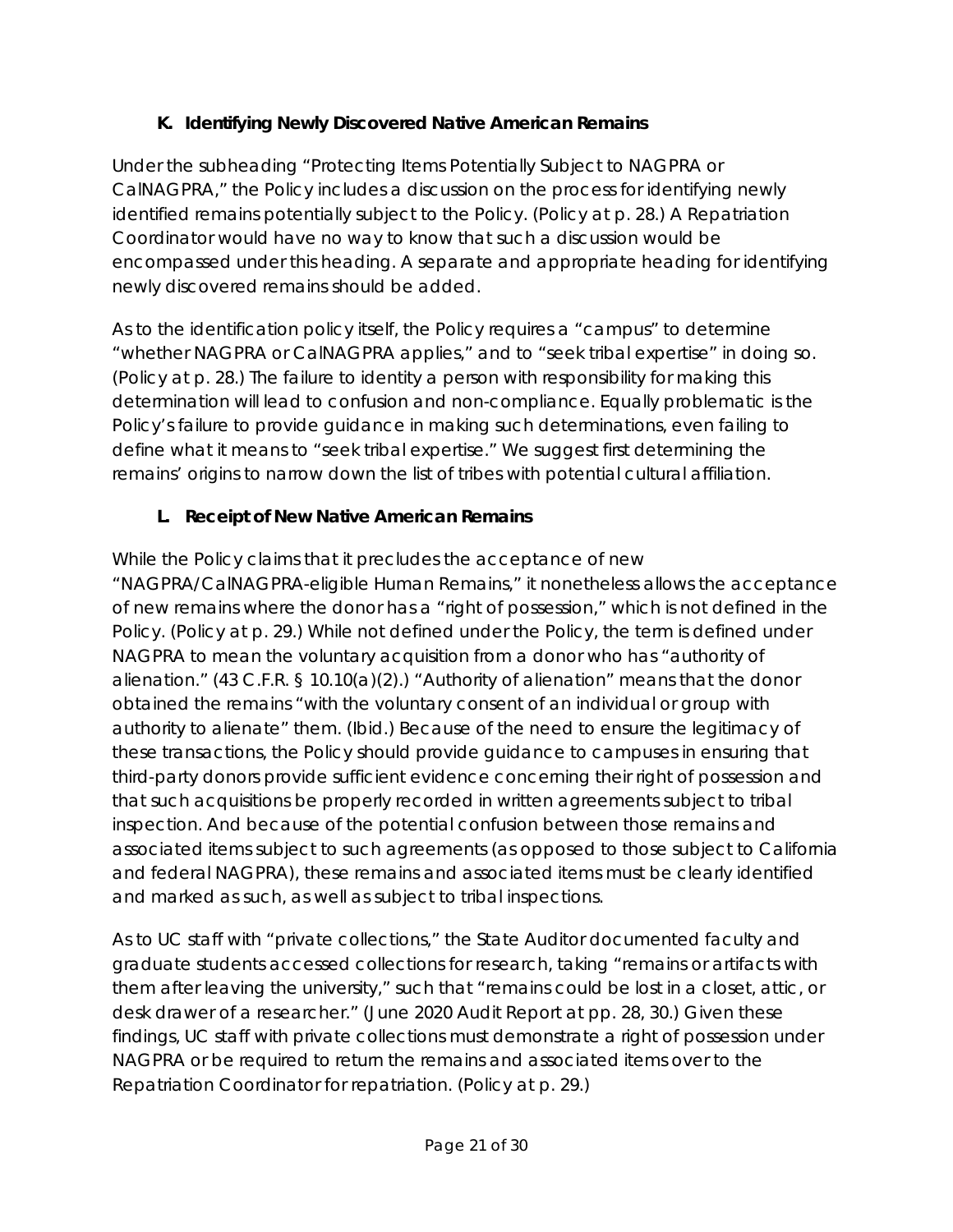### K. Identifying Newly Discovered Native American Remains

Under the subheading "Protecting Items Potentially Subject to NAGPRA or CalNAGPRA," the Policy includes a discussion on the process for identifying newly identified remains potentially subject to the Policy. (Policy at p. 28.) A Repatriation Coordinator would have no way to know that such a discussion would be encompassed under this heading. A separate and appropriate heading for identifying newly discovered remains should be added.

As to the identification policy itself, the Policy requires a "campus" to determine "whether NAGPRA or CalNAGPRA applies," and to "seek tribal expertise" in doing so. (Policy at p. 28.) The failure to identity a person with responsibility for making this determination will lead to confusion and non-compliance. Equally problematic is the Policy's failure to provide guidance in making such determinations, even failing to define what it means to "seek tribal expertise." We suggest first determining the remains' origins to narrow down the list of tribes with potential cultural affiliation.

### L. Receipt of New Native American Remains

While the Policy claims that it precludes the acceptance of new "NAGPRA/CalNAGPRA-eligible Human Remains," it nonetheless allows the acceptance of new remains where the donor has a "right of possession," which is not defined in the Policy. (Policy at p. 29.) While not defined under the Policy, the term is defined under NAGPRA to mean the voluntary acquisition from a donor who has "authority of alienation." (43 C.F.R. § 10.10(a)(2).) "Authority of alienation" means that the donor obtained the remains "with the voluntary consent of an individual or group with authority to alienate" them. (*Ibid.*) Because of the need to ensure the legitimacy of these transactions, the Policy should provide guidance to campuses in ensuring that third-party donors provide sufficient evidence concerning their right of possession and that such acquisitions be properly recorded in written agreements subject to tribal inspection. And because of the potential confusion between those remains and associated items subject to such agreements (as opposed to those subject to California and federal NAGPRA), these remains and associated items must be clearly identified and marked as such, as well as subject to tribal inspections.

As to UC staff with "private collections," the State Auditor documented faculty and graduate students accessed collections for research, taking "remains or artifacts with them after leaving the university," such that "remains could be lost in a closet, attic, or desk drawer of a researcher." (June 2020 Audit Report at pp. 28, 30.) Given these findings, UC staff with private collections must demonstrate a right of possession under NAGPRA or be required to return the remains and associated items over to the Repatriation Coordinator for repatriation. (Policy at p. 29.)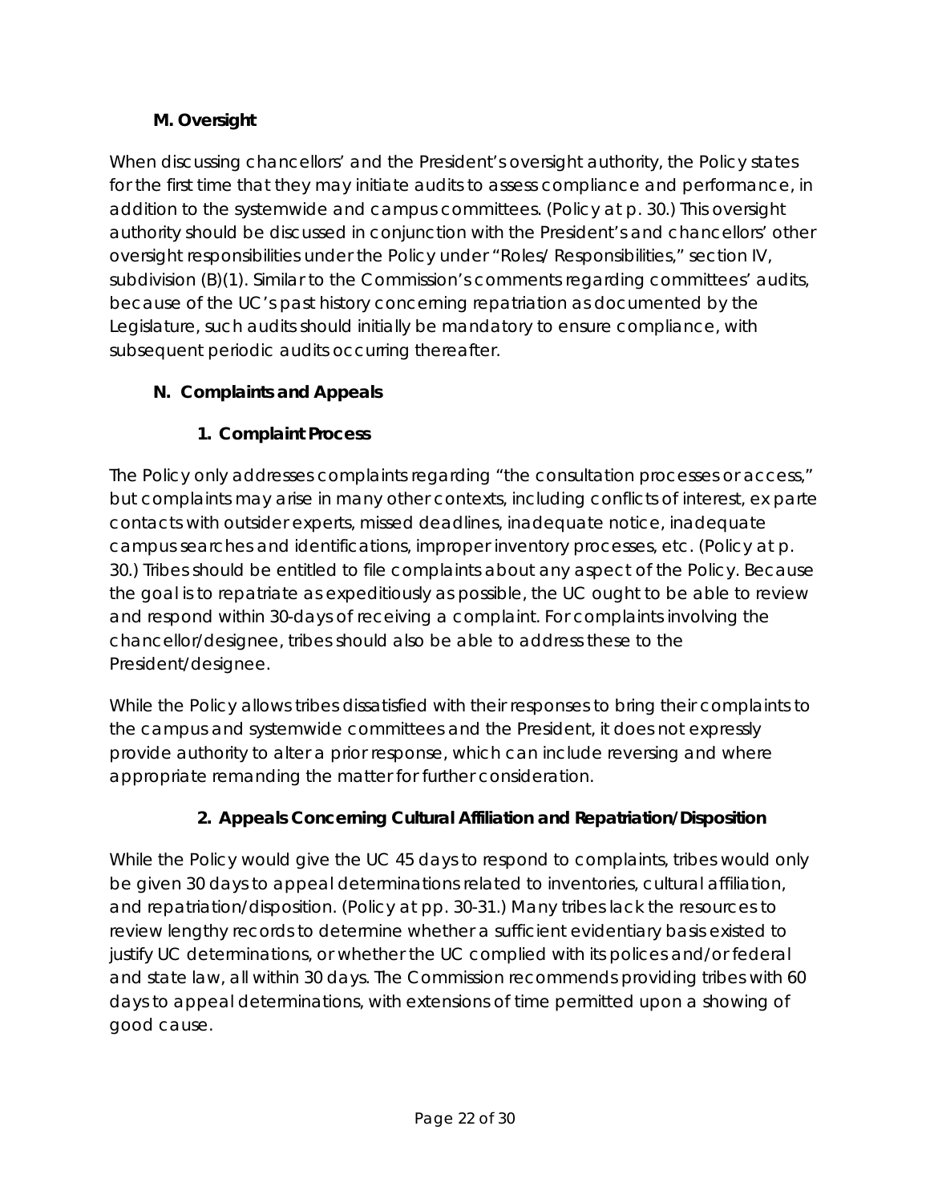## M. Oversight

When discussing chancellors' and the President's oversight authority, the Policy states for the first time that they may initiate audits to assess compliance and performance, in addition to the systemwide and campus committees. (Policy at p. 30.) This oversight authority should be discussed in conjunction with the President's and chancellors' other oversight responsibilities under the Policy under "Roles/ Responsibilities," section IV, subdivision (B)(1). Similar to the Commission's comments regarding committees' audits, because of the UC's past history concerning repatriation as documented by the Legislature, such audits should initially be mandatory to ensure compliance, with subsequent periodic audits occurring thereafter.

## N. Complaints and Appeals

### 1. Complaint Process

The Policy only addresses complaints regarding "the consultation processes or access," but complaints may arise in many other contexts, including conflicts of interest, ex parte contacts with outsider experts, missed deadlines, inadequate notice, inadequate campus searches and identifications, improper inventory processes, etc. (Policy at p. 30.) Tribes should be entitled to file complaints about any aspect of the Policy. Because the goal is to repatriate as expeditiously as possible, the UC ought to be able to review and respond within 30-days of receiving a complaint. For complaints involving the chancellor/designee, tribes should also be able to address these to the President/designee.

While the Policy allows tribes dissatisfied with their responses to bring their complaints to the campus and systemwide committees and the President, it does not expressly provide authority to alter a prior response, which can include reversing and where appropriate remanding the matter for further consideration.

### 2. Appeals Concerning Cultural Affiliation and Repatriation/Disposition

While the Policy would give the UC 45 days to respond to complaints, tribes would only be given 30 days to appeal determinations related to inventories, cultural affiliation, and repatriation/disposition. (Policy at pp. 30-31.) Many tribes lack the resources to review lengthy records to determine whether a sufficient evidentiary basis existed to justify UC determinations, or whether the UC complied with its polices and/or federal and state law, all within 30 days. The Commission recommends providing tribes with 60 days to appeal determinations, with extensions of time permitted upon a showing of good cause.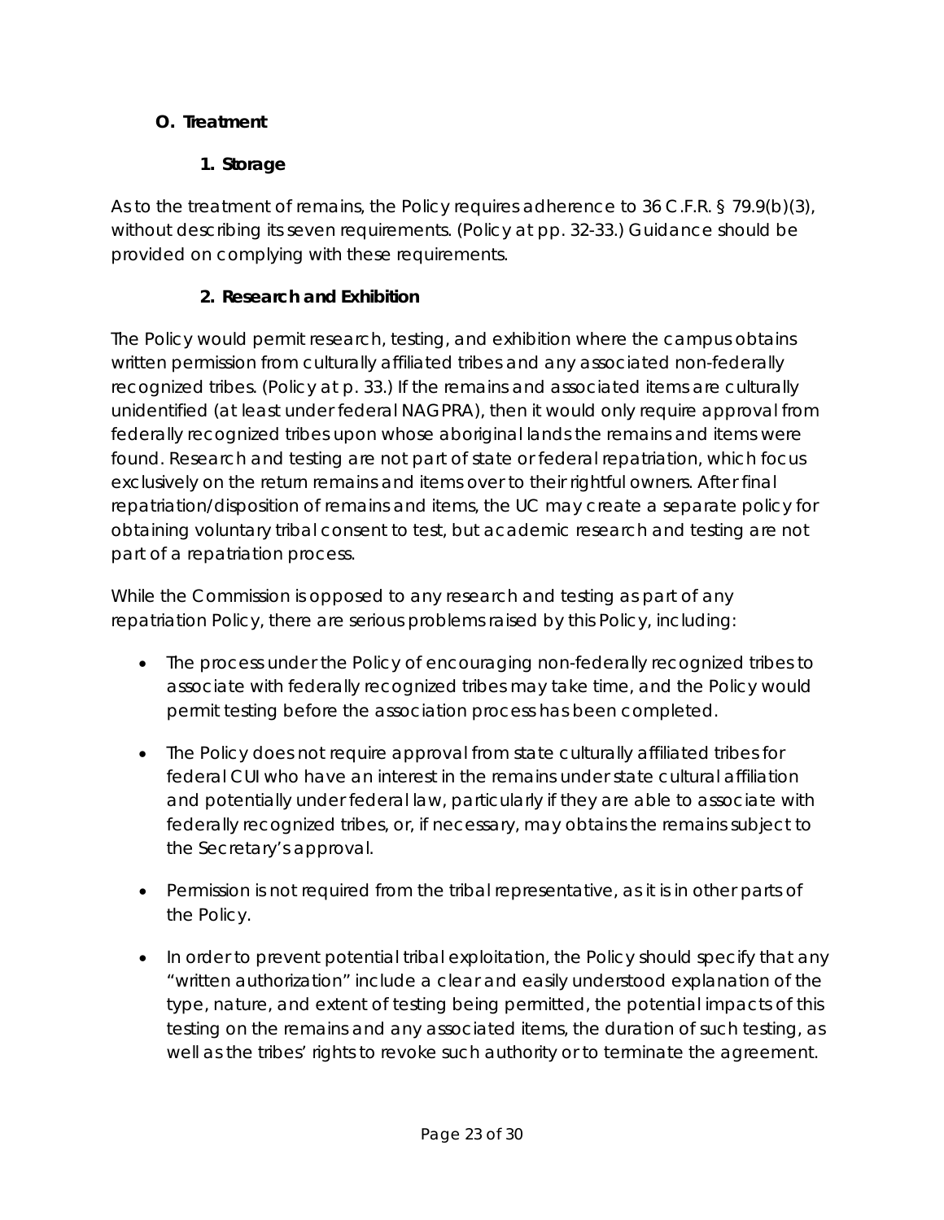### O. Treatment

#### 1. Storage

As to the treatment of remains, the Policy requires adherence to 36 C.F.R. § 79.9(b)(3), without describing its seven requirements. (Policy at pp. 32-33.) Guidance should be provided on complying with these requirements.

#### 2. Research and Exhibition

The Policy would permit research, testing, and exhibition where the campus obtains written permission from culturally affiliated tribes and any associated non-federally recognized tribes. (Policy at p. 33.) If the remains and associated items are culturally unidentified (at least under federal NAGPRA), then it would only require approval from federally recognized tribes upon whose aboriginal lands the remains and items were found. Research and testing are not part of state or federal repatriation, which focus exclusively on the return remains and items over to their rightful owners. After final repatriation/disposition of remains and items, the UC may create a separate policy for obtaining voluntary tribal consent to test, but academic research and testing are not part of a repatriation process.

While the Commission is opposed to any research and testing as part of any repatriation Policy, there are serious problems raised by this Policy, including:

- The process under the Policy of encouraging non-federally recognized tribes to associate with federally recognized tribes may take time, and the Policy would permit testing before the association process has been completed.
- The Policy does not require approval from state culturally affiliated tribes for federal CUI who have an interest in the remains under state cultural affiliation and potentially under federal law, particularly if they are able to associate with federally recognized tribes, or, if necessary, may obtains the remains subject to the Secretary's approval.
- Permission is not required from the tribal representative, as it is in other parts of the Policy.
- In order to prevent potential tribal exploitation, the Policy should specify that any "written authorization" include a clear and easily understood explanation of the type, nature, and extent of testing being permitted, the potential impacts of this testing on the remains and any associated items, the duration of such testing, as well as the tribes' rights to revoke such authority or to terminate the agreement.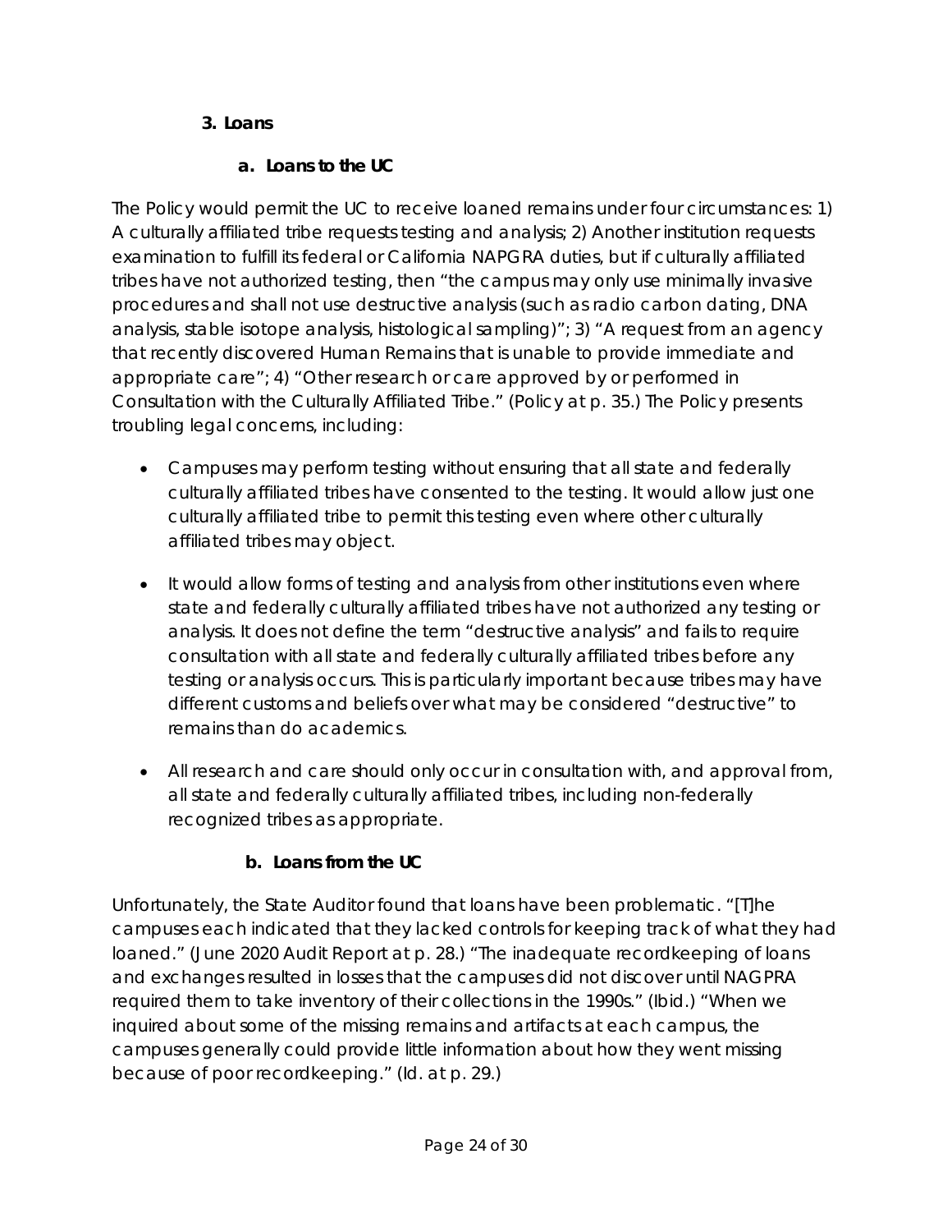### 3. Loans

#### a. Loans to the UC

The Policy would permit the UC to receive loaned remains under four circumstances: 1) A culturally affiliated tribe requests testing and analysis; 2) Another institution requests examination to fulfill its federal or California NAPGRA duties, but if culturally affiliated tribes have not authorized testing, then "the campus may only use minimally invasive procedures and shall not use destructive analysis (such as radio carbon dating, DNA analysis, stable isotope analysis, histological sampling)"; 3) "A request from an agency that recently discovered Human Remains that is unable to provide immediate and appropriate care"; 4) "Other research or care approved by or performed in Consultation with the Culturally Affiliated Tribe." (Policy at p. 35.) The Policy presents troubling legal concerns, including:

- Campuses may perform testing without ensuring that all state and federally culturally affiliated tribes have consented to the testing. It would allow just one culturally affiliated tribe to permit this testing even where other culturally affiliated tribes may object.
- It would allow forms of testing and analysis from other institutions even where state and federally culturally affiliated tribes have not authorized any testing or analysis. It does not define the term "destructive analysis" and fails to require consultation with all state and federally culturally affiliated tribes before any testing or analysis occurs. This is particularly important because tribes may have different customs and beliefs over what may be considered "destructive" to remains than do academics.
- All research and care should only occur in consultation with, and approval from, all state and federally culturally affiliated tribes, including non-federally recognized tribes as appropriate.

#### b. Loans from the UC

Unfortunately, the State Auditor found that loans have been problematic. "[T]he campuses each indicated that they lacked controls for keeping track of what they had loaned." (June 2020 Audit Report at p. 28.) "The inadequate recordkeeping of loans and exchanges resulted in losses that the campuses did not discover until NAGPRA required them to take inventory of their collections in the 1990s." (Ibid.) "When we inquired about some of the missing remains and artifacts at each campus, the campuses generally could provide little information about how they went missing because of poor recordkeeping." (Id. at p. 29.)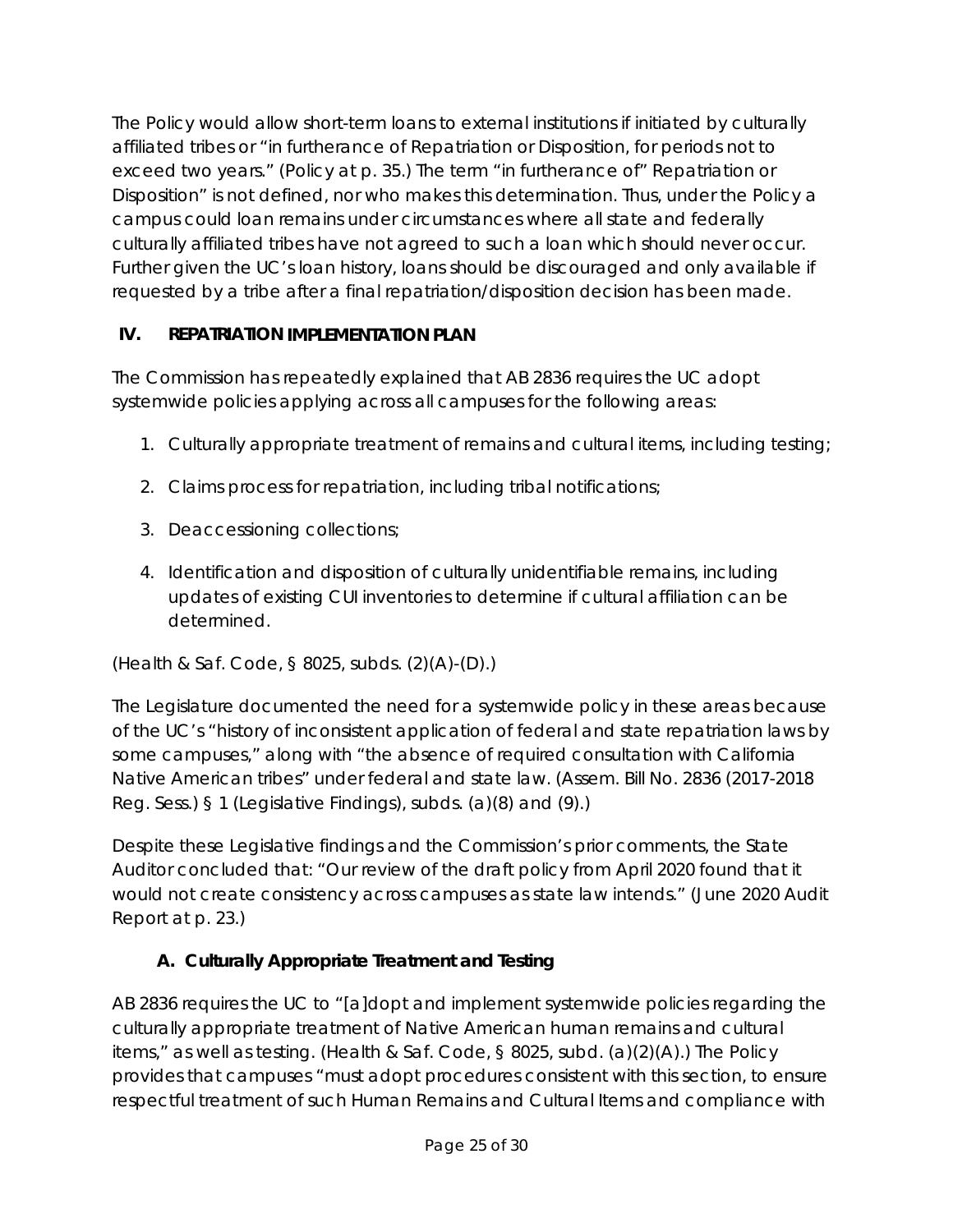The Policy would allow short-term loans to external institutions if initiated by culturally affiliated tribes or "in furtherance of Repatriation or Disposition, for periods not to exceed two years." (Policy at p. 35.) The term "in furtherance of" Repatriation or Disposition" is not defined, nor who makes this determination. Thus, under the Policy a campus could loan remains under circumstances where all state and federally culturally affiliated tribes have not agreed to such a loan which should never occur. Further given the UC's loan history, loans should be discouraged and only available if requested by a tribe after a final repatriation/disposition decision has been made.

## IV. REPATRIATION IMPLEMENTATION PLAN

The Commission has repeatedly explained that AB 2836 requires the UC adopt systemwide policies applying across all campuses for the following areas:

1. Culturally appropriate treatment of remains and cultural items, including testing;
2. Claims process for repatriation, including tribal notifications;
3. Deaccessioning collections;
4. Identification and disposition of culturally unidentifiable remains, including updates of existing CUI inventories to determine if cultural affiliation can be determined.

(Health & Saf. Code, § 8025, subds. (2)(A)-(D).)

The Legislature documented the need for a systemwide policy in these areas because of the UC's "history of inconsistent application of federal and state repatriation laws by some campuses," along with "the absence of required consultation with California Native American tribes" under federal and state law. (Assem. Bill No. 2836 (2017-2018 Reg. Sess.) § 1 (Legislative Findings), subds. (a)(8) and (9).)

Despite these Legislative findings and the Commission's prior comments, the State Auditor concluded that: "Our review of the draft policy from April 2020 found that it would not create consistency across campuses as state law intends." (June 2020 Audit Report at p. 23.)

### A. Culturally Appropriate Treatment and Testing

AB 2836 requires the UC to "[a]dopt and implement systemwide policies regarding the culturally appropriate treatment of Native American human remains and cultural items," as well as testing. (Health & Saf. Code, § 8025, subd. (a)(2)(A).) The Policy provides that campuses "must adopt procedures consistent with this section, to ensure respectful treatment of such Human Remains and Cultural Items and compliance with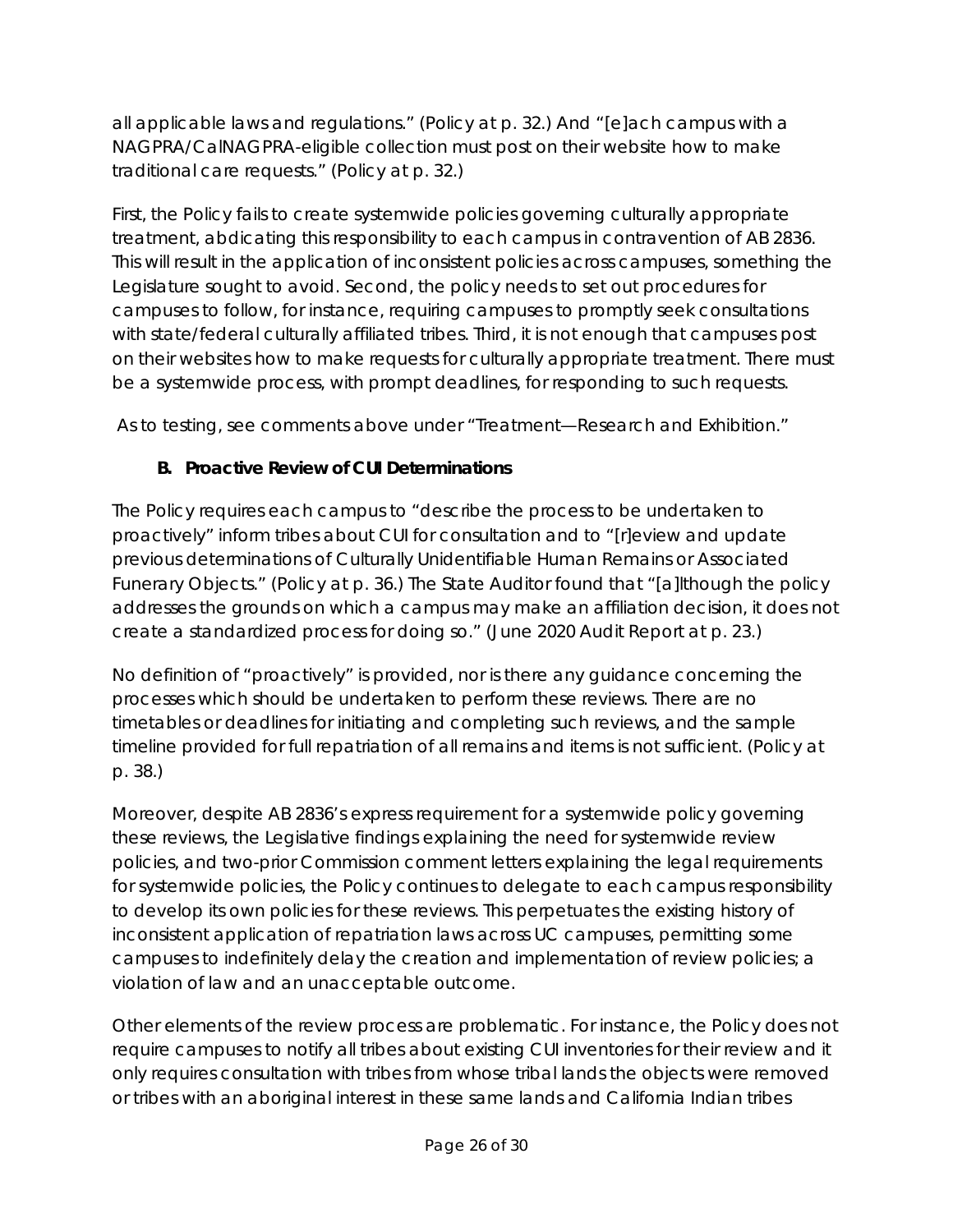all applicable laws and regulations." (Policy at p. 32.) And "[e]ach campus with a NAGPRA/CalNAGPRA-eligible collection must post on their website how to make traditional care requests." (Policy at p. 32.)

First, the Policy fails to create systemwide policies governing culturally appropriate treatment, abdicating this responsibility to each campus in contravention of AB 2836. This will result in the application of inconsistent policies across campuses, something the Legislature sought to avoid. Second, the policy needs to set out procedures for campuses to follow, for instance, requiring campuses to promptly seek consultations with state/federal culturally affiliated tribes. Third, it is not enough that campuses post on their websites how to make requests for culturally appropriate treatment. There must be a systemwide process, with prompt deadlines, for responding to such requests.

As to testing, see comments above under "Treatment—Research and Exhibition."

### B. Proactive Review of CUI Determinations

The Policy requires each campus to "describe the process to be undertaken to proactively" inform tribes about CUI for consultation and to "[r]eview and update previous determinations of Culturally Unidentifiable Human Remains or Associated Funerary Objects." (Policy at p. 36.) The State Auditor found that "[a]lthough the policy addresses the grounds on which a campus may make an affiliation decision, it does not create a standardized process for doing so." (June 2020 Audit Report at p. 23.)

No definition of "proactively" is provided, nor is there any guidance concerning the processes which should be undertaken to perform these reviews. There are no timetables or deadlines for initiating and completing such reviews, and the sample timeline provided for full repatriation of all remains and items is not sufficient. (Policy at p. 38.)

Moreover, despite AB 2836's express requirement for a systemwide policy governing these reviews, the Legislative findings explaining the need for systemwide review policies, and two-prior Commission comment letters explaining the legal requirements for systemwide policies, the Policy continues to delegate to each campus responsibility to develop its own policies for these reviews. This perpetuates the existing history of inconsistent application of repatriation laws across UC campuses, permitting some campuses to indefinitely delay the creation and implementation of review policies; a violation of law and an unacceptable outcome.

Other elements of the review process are problematic. For instance, the Policy does not require campuses to notify all tribes about existing CUI inventories for their review and it only requires consultation with tribes from whose tribal lands the objects were removed or tribes with an aboriginal interest in these same lands and California Indian tribes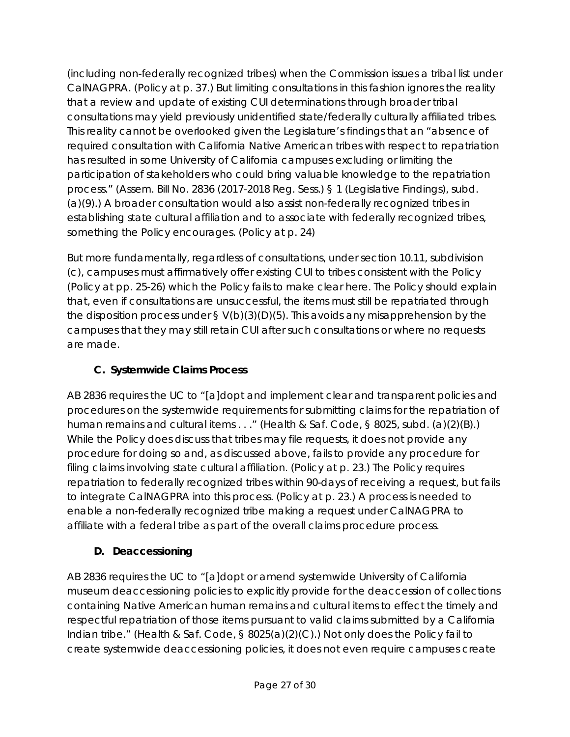(including non-federally recognized tribes) when the Commission issues a tribal list under CalNAGPRA. (Policy at p. 37.) But limiting consultations in this fashion ignores the reality that a review and update of existing CUI determinations through broader tribal consultations may yield previously unidentified state/federally culturally affiliated tribes. This reality cannot be overlooked given the Legislature's findings that an "absence of required consultation with California Native American tribes with respect to repatriation has resulted in some University of California campuses excluding or limiting the participation of stakeholders who could bring valuable knowledge to the repatriation process." (Assem. Bill No. 2836 (2017-2018 Reg. Sess.) § 1 (Legislative Findings), subd. (a)(9).) A broader consultation would also assist non-federally recognized tribes in establishing state cultural affiliation and to associate with federally recognized tribes, something the Policy encourages. (Policy at p. 24)

But more fundamentally, regardless of consultations, under section 10.11, subdivision (c), campuses must affirmatively offer existing CUI to tribes consistent with the Policy (Policy at pp. 25-26) which the Policy fails to make clear here. The Policy should explain that, even if consultations are unsuccessful, the items must still be repatriated through the disposition process under § V(b)(3)(D)(5). This avoids any misapprehension by the campuses that they may still retain CUI after such consultations or where no requests are made.

### C. Systemwide Claims Process

AB 2836 requires the UC to "[a]dopt and implement clear and transparent policies and procedures on the systemwide requirements for submitting claims for the repatriation of human remains and cultural items . . ." (Health & Saf. Code, § 8025, subd. (a)(2)(B).) While the Policy does discuss that tribes may file requests, it does not provide any procedure for doing so and, as discussed above, fails to provide any procedure for filing claims involving state cultural affiliation. (Policy at p. 23.) The Policy requires repatriation to federally recognized tribes within 90-days of receiving a request, but fails to integrate CalNAGPRA into this process. (Policy at p. 23.) A process is needed to enable a non-federally recognized tribe making a request under CalNAGPRA to affiliate with a federal tribe as part of the overall claims procedure process.

### D. Deaccessioning

AB 2836 requires the UC to "[a]dopt or amend systemwide University of California museum deaccessioning policies to explicitly provide for the deaccession of collections containing Native American human remains and cultural items to effect the timely and respectful repatriation of those items pursuant to valid claims submitted by a California Indian tribe." (Health & Saf. Code, § 8025(a)(2)(C).) Not only does the Policy fail to create systemwide deaccessioning policies, it does not even require campuses create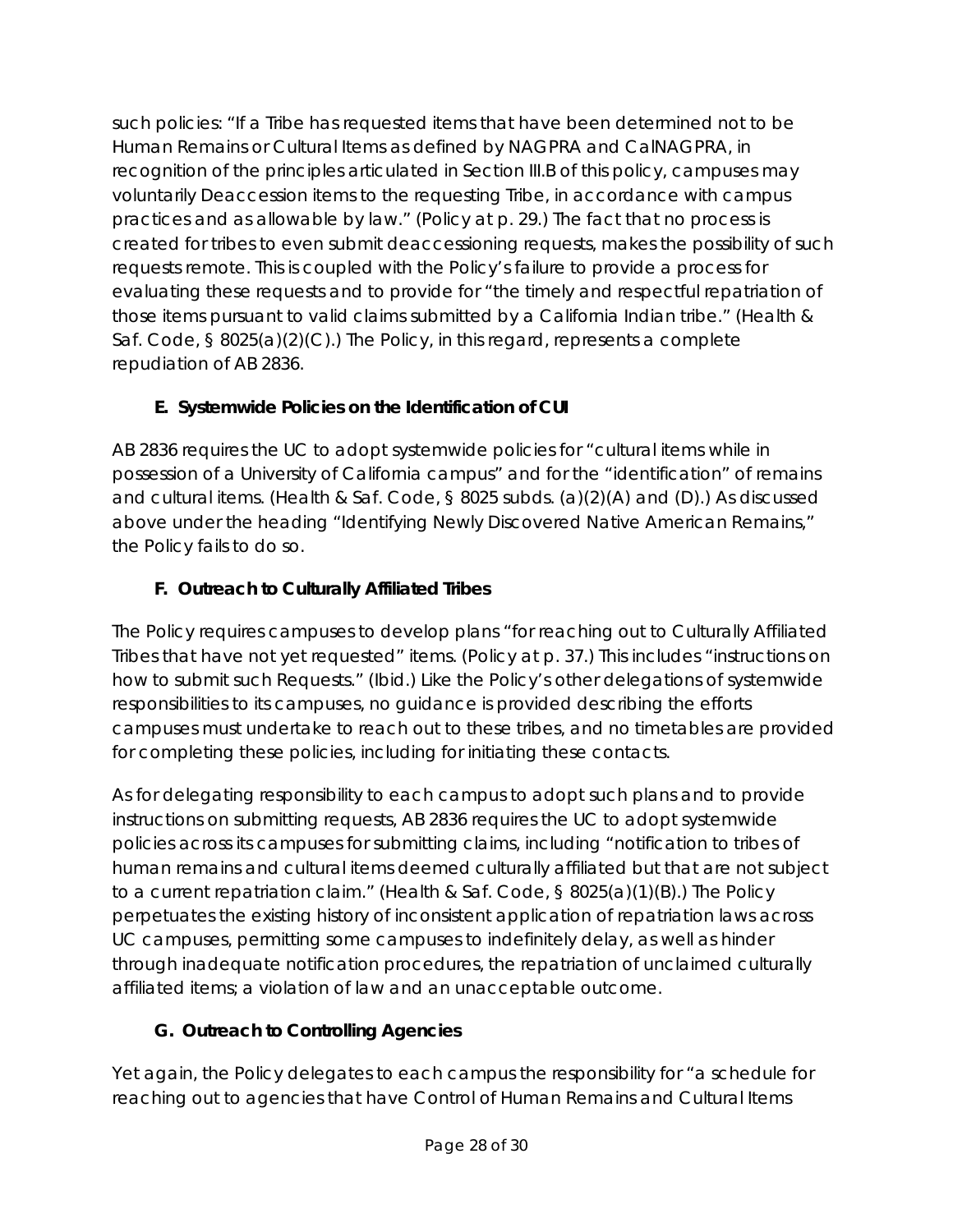such policies: "If a Tribe has requested items that have been determined not to be Human Remains or Cultural Items as defined by NAGPRA and CalNAGPRA, in recognition of the principles articulated in Section III.B of this policy, campuses may voluntarily Deaccession items to the requesting Tribe, in accordance with campus practices and as allowable by law." (Policy at p. 29.) The fact that no process is created for tribes to even submit deaccessioning requests, makes the possibility of such requests remote. This is coupled with the Policy's failure to provide a process for evaluating these requests and to provide for "the timely and respectful repatriation of those items pursuant to valid claims submitted by a California Indian tribe." (Health & Saf. Code, § 8025(a)(2)(C).) The Policy, in this regard, represents a complete repudiation of AB 2836.

### E. Systemwide Policies on the Identification of CUI

AB 2836 requires the UC to adopt systemwide policies for "cultural items while in possession of a University of California campus" and for the "identification" of remains and cultural items. (Health & Saf. Code, § 8025 subds. (a)(2)(A) and (D).) As discussed above under the heading "Identifying Newly Discovered Native American Remains," the Policy fails to do so.

### F. Outreach to Culturally Affiliated Tribes

The Policy requires campuses to develop plans "for reaching out to Culturally Affiliated Tribes that have not yet requested" items. (Policy at p. 37.) This includes "instructions on how to submit such Requests." (Ibid.) Like the Policy's other delegations of systemwide responsibilities to its campuses, no guidance is provided describing the efforts campuses must undertake to reach out to these tribes, and no timetables are provided for completing these policies, including for initiating these contacts.

As for delegating responsibility to each campus to adopt such plans and to provide instructions on submitting requests, AB 2836 requires the UC to adopt systemwide policies across its campuses for submitting claims, including "notification to tribes of human remains and cultural items deemed culturally affiliated but that are not subject to a current repatriation claim." (Health & Saf. Code, § 8025(a)(1)(B).) The Policy perpetuates the existing history of inconsistent application of repatriation laws across UC campuses, permitting some campuses to indefinitely delay, as well as hinder through inadequate notification procedures, the repatriation of unclaimed culturally affiliated items; a violation of law and an unacceptable outcome.

### G. Outreach to Controlling Agencies

Yet again, the Policy delegates to each campus the responsibility for "a schedule for reaching out to agencies that have Control of Human Remains and Cultural Items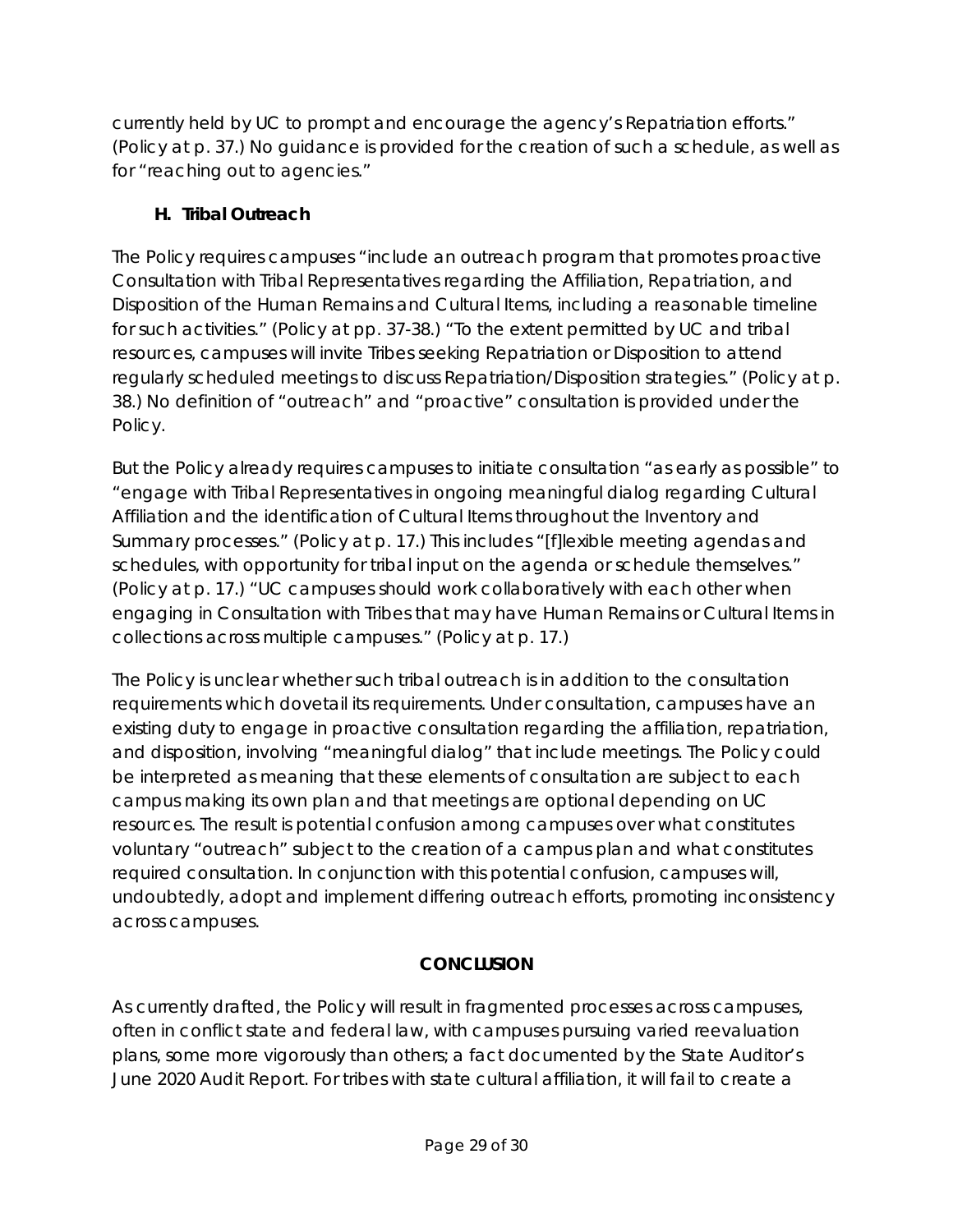currently held by UC to prompt and encourage the agency's Repatriation efforts." (Policy at p. 37.) No guidance is provided for the creation of such a schedule, as well as for "reaching out to agencies."

### H. Tribal Outreach

The Policy requires campuses "include an outreach program that promotes proactive Consultation with Tribal Representatives regarding the Affiliation, Repatriation, and Disposition of the Human Remains and Cultural Items, including a reasonable timeline for such activities." (Policy at pp. 37-38.) "To the extent permitted by UC and tribal resources, campuses will invite Tribes seeking Repatriation or Disposition to attend regularly scheduled meetings to discuss Repatriation/Disposition strategies." (Policy at p. 38.) No definition of "outreach" and "proactive" consultation is provided under the Policy.

But the Policy already requires campuses to initiate consultation "as early as possible" to "engage with Tribal Representatives in ongoing meaningful dialog regarding Cultural Affiliation and the identification of Cultural Items throughout the Inventory and Summary processes." (Policy at p. 17.) This includes "[f]lexible meeting agendas and schedules, with opportunity for tribal input on the agenda or schedule themselves." (Policy at p. 17.) "UC campuses should work collaboratively with each other when engaging in Consultation with Tribes that may have Human Remains or Cultural Items in collections across multiple campuses." (Policy at p. 17.)

The Policy is unclear whether such tribal outreach is in addition to the consultation requirements which dovetail its requirements. Under consultation, campuses have an existing duty to engage in proactive consultation regarding the affiliation, repatriation, and disposition, involving "meaningful dialog" that include meetings. The Policy could be interpreted as meaning that these elements of consultation are subject to each campus making its own plan and that meetings are optional depending on UC resources. The result is potential confusion among campuses over what constitutes voluntary "outreach" subject to the creation of a campus plan and what constitutes required consultation. In conjunction with this potential confusion, campuses will, undoubtedly, adopt and implement differing outreach efforts, promoting inconsistency across campuses.

## CONCLUSION

As currently drafted, the Policy will result in fragmented processes across campuses, often in conflict state and federal law, with campuses pursuing varied reevaluation plans, some more vigorously than others; a fact documented by the State Auditor's June 2020 Audit Report. For tribes with state cultural affiliation, it will fail to create a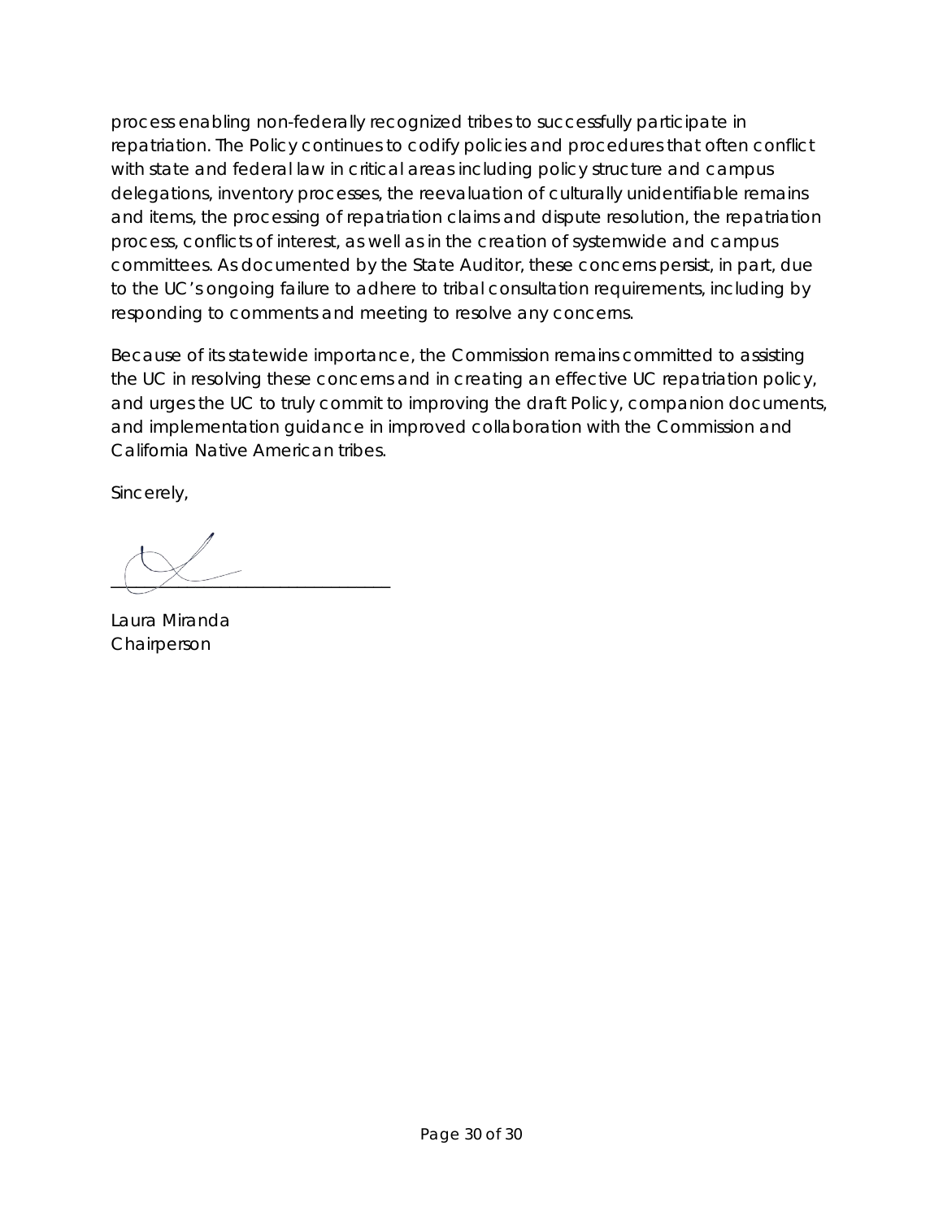process enabling non-federally recognized tribes to successfully participate in repatriation. The Policy continues to codify policies and procedures that often conflict with state and federal law in critical areas including policy structure and campus delegations, inventory processes, the reevaluation of culturally unidentifiable remains and items, the processing of repatriation claims and dispute resolution, the repatriation process, conflicts of interest, as well as in the creation of systemwide and campus committees. As documented by the State Auditor, these concerns persist, in part, due to the UC's ongoing failure to adhere to tribal consultation requirements, including by responding to comments and meeting to resolve any concerns.

Because of its statewide importance, the Commission remains committed to assisting the UC in resolving these concerns and in creating an effective UC repatriation policy, and urges the UC to truly commit to improving the draft Policy, companion documents, and implementation guidance in improved collaboration with the Commission and California Native American tribes.

Sincerely,

______________________________

Laura Miranda
Chairperson